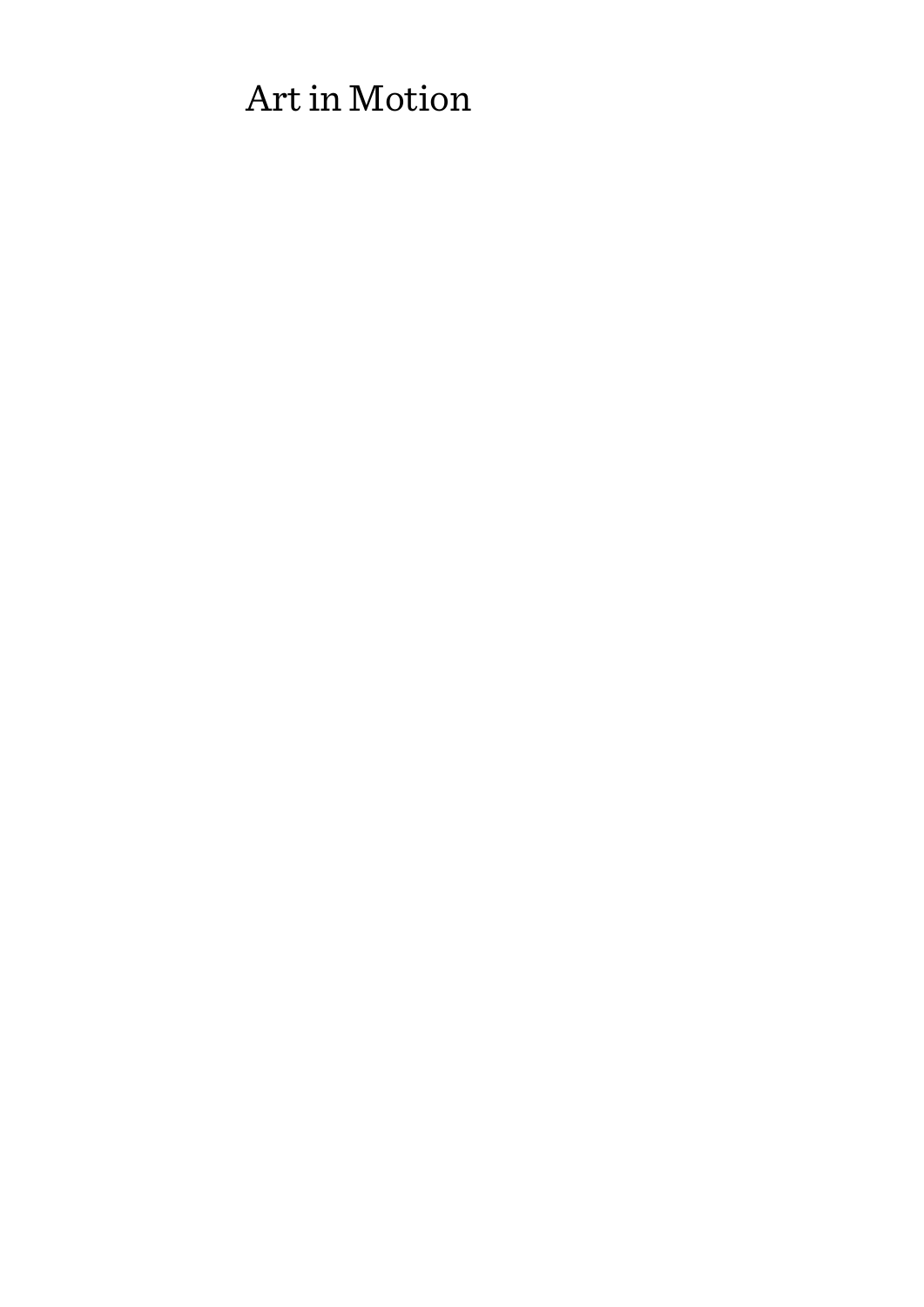# Art in Motion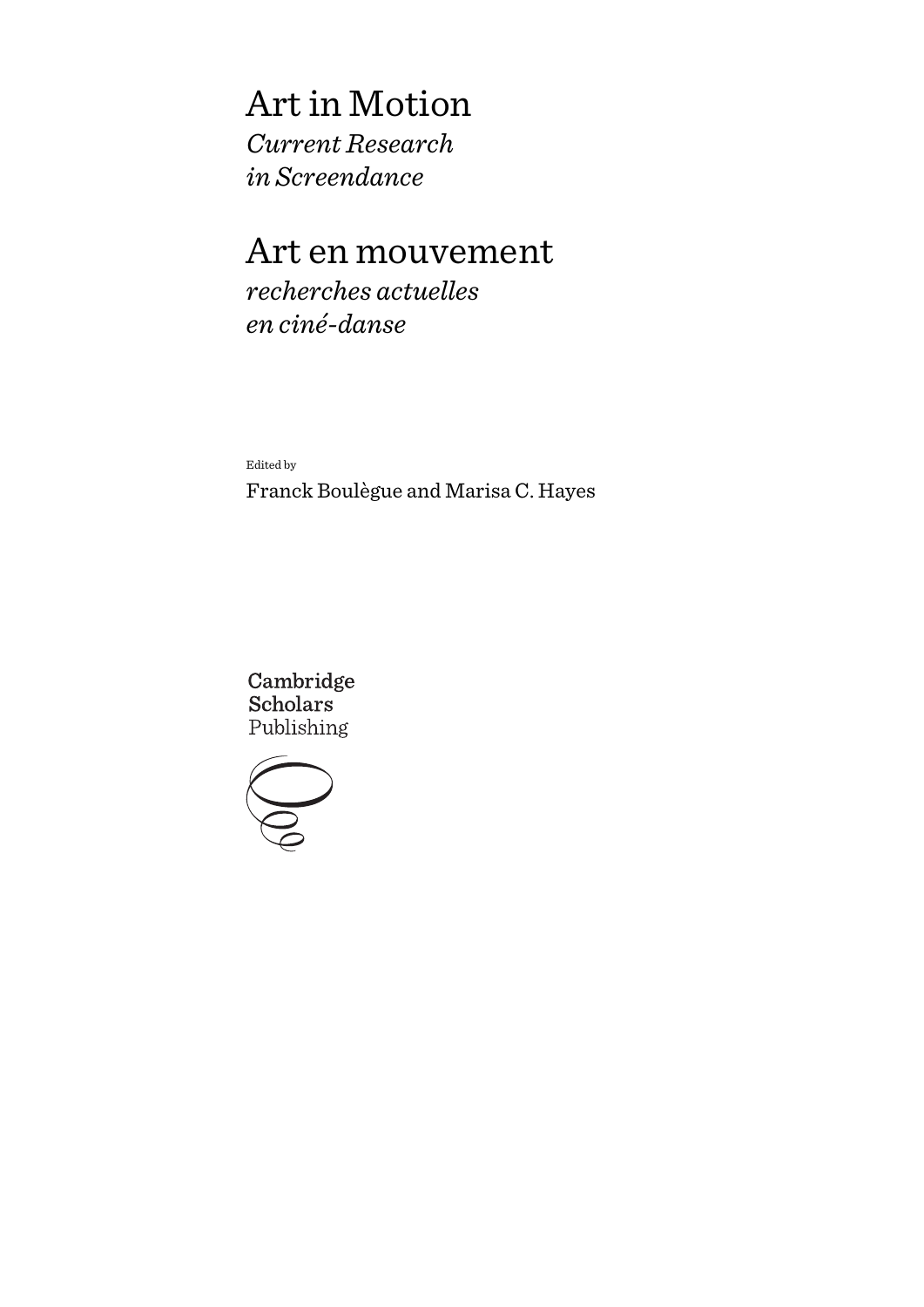# Art in Motion

*Current Research in Screendance*

# Art en mouvement

*recherches actuelles en ciné-danse*

Edited by

Franck Boulègue and Marisa C. Hayes

Cambridge Scholars Publishing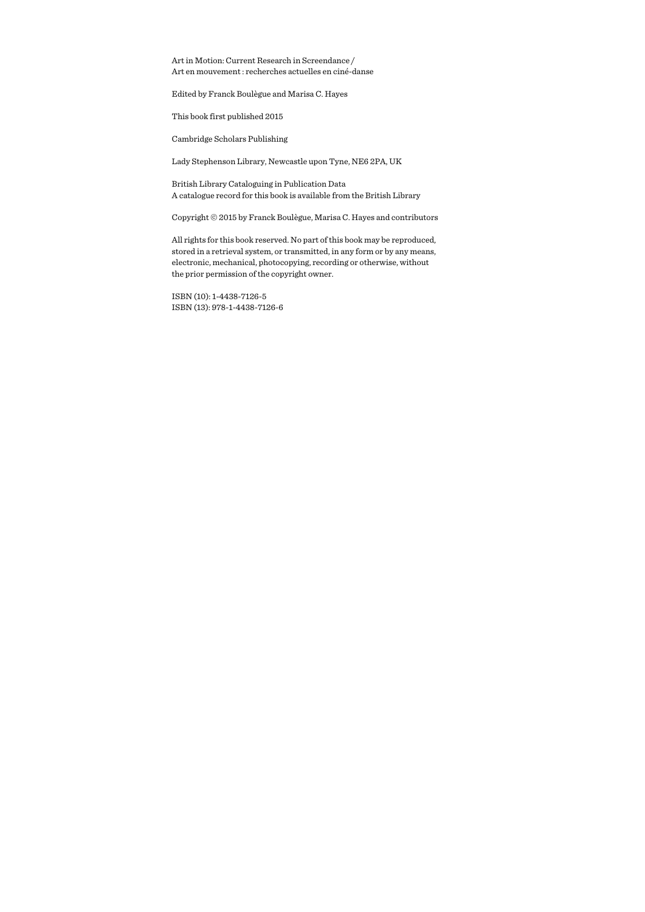Art in Motion: Current Research in Screendance /
Art en mouvement : recherches actuelles en ciné-danse

Edited by Franck Boulègue and Marisa C. Hayes

This book first published 2015

Cambridge Scholars Publishing

Lady Stephenson Library, Newcastle upon Tyne, NE6 2PA, UK

British Library Cataloguing in Publication Data
A catalogue record for this book is available from the British Library

Copyright © 2015 by Franck Boulègue, Marisa C. Hayes and contributors

All rights for this book reserved. No part of this book may be reproduced, stored in a retrieval system, or transmitted, in any form or by any means, electronic, mechanical, photocopying, recording or otherwise, without the prior permission of the copyright owner.

ISBN (10): 1-4438-7126-5
ISBN (13): 978-1-4438-7126-6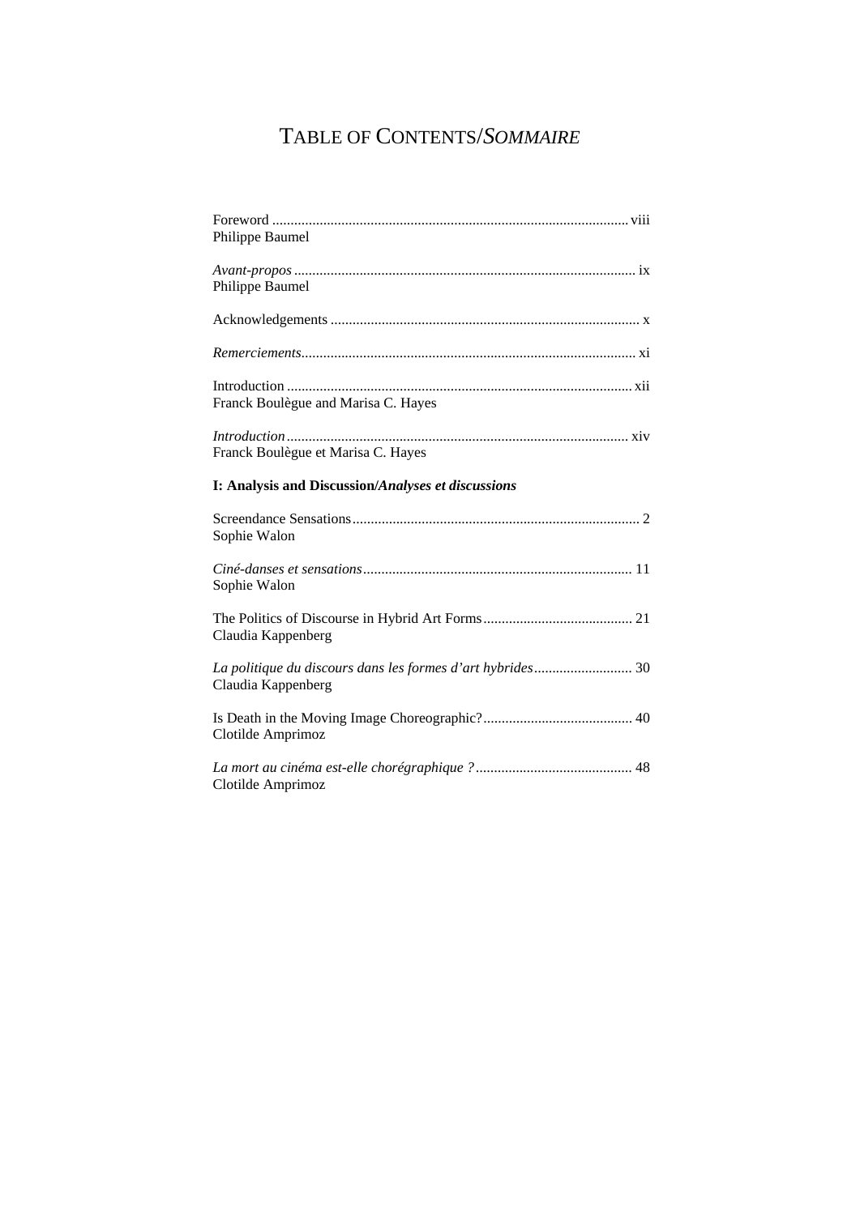# TABLE OF CONTENTS/*SOMMAIRE*

Foreword ..................................................................................... viii
Philippe Baumel

*Avant-propos* ................................................................................. ix
Philippe Baumel

Acknowledgements ......................................................................... x

*Remerciements*.............................................................................. xi

Introduction ................................................................................... xii
Franck Boulègue and Marisa C. Hayes

*Introduction* ................................................................................. xiv
Franck Boulègue et Marisa C. Hayes

**I: Analysis and Discussion/*Analyses et discussions***

Screendance Sensations ................................................................... 2
Sophie Walon

*Ciné-danses et sensations* ............................................................ 11
Sophie Walon

The Politics of Discourse in Hybrid Art Forms ................................ 21
Claudia Kappenberg

*La politique du discours dans les formes d'art hybrides* ............... 30
Claudia Kappenberg

Is Death in the Moving Image Choreographic? ................................ 40
Clotilde Amprimoz

*La mort au cinéma est-elle chorégraphique ?* ................................ 48
Clotilde Amprimoz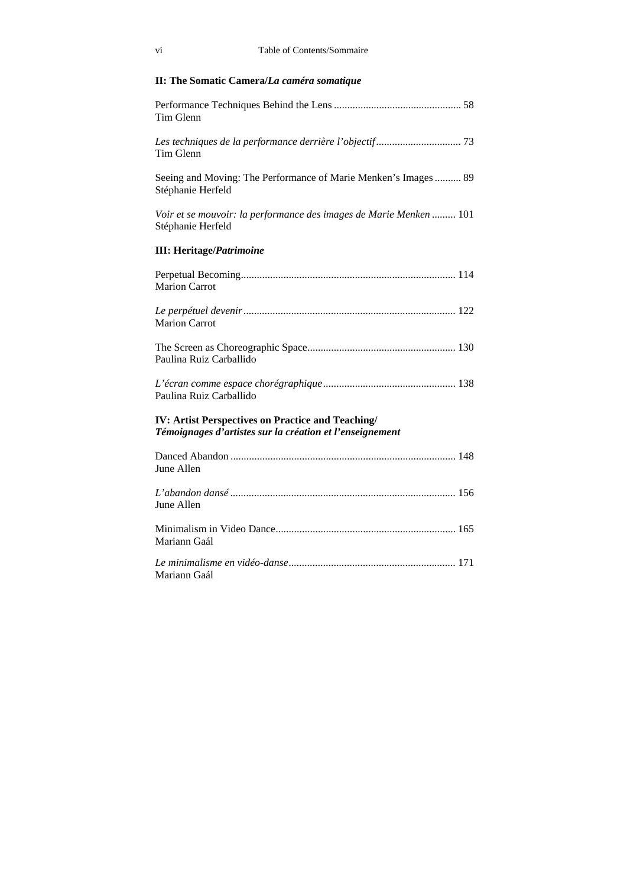## II: The Somatic Camera/*La caméra somatique*

Performance Techniques Behind the Lens ................................................ 58
Tim Glenn

*Les techniques de la performance derrière l'objectif* ................................ 73
Tim Glenn

Seeing and Moving: The Performance of Marie Menken's Images .......... 89
Stéphanie Herfeld

*Voir et se mouvoir: la performance des images de Marie Menken* ......... 101
Stéphanie Herfeld

## III: Heritage/*Patrimoine*

Perpetual Becoming................................................................................ 114
Marion Carrot

*Le perpétuel devenir* ............................................................................... 122
Marion Carrot

The Screen as Choreographic Space........................................................ 130
Paulina Ruiz Carballido

*L'écran comme espace chorégraphique* .................................................. 138
Paulina Ruiz Carballido

## IV: Artist Perspectives on Practice and Teaching/ *Témoignages d'artistes sur la création et l'enseignement*

Danced Abandon .................................................................................... 148
June Allen

*L'abandon dansé* .................................................................................... 156
June Allen

Minimalism in Video Dance.................................................................... 165
Mariann Gaál

*Le minimalisme en vidéo-danse* ............................................................... 171
Mariann Gaál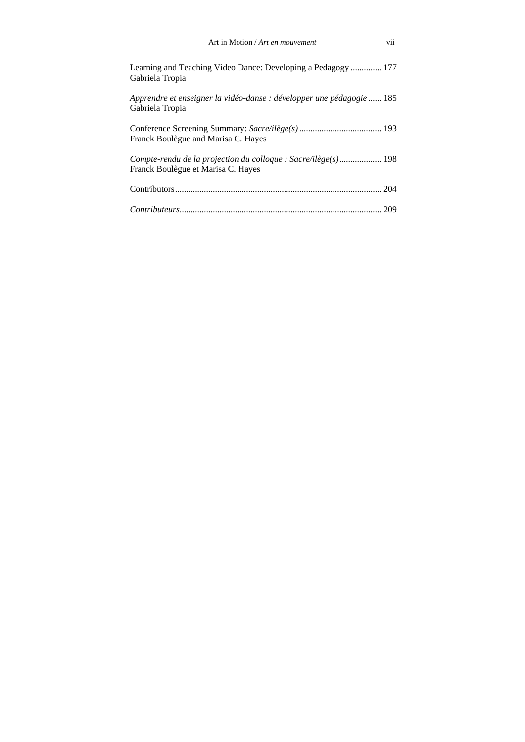Learning and Teaching Video Dance: Developing a Pedagogy .............. 177
Gabriela Tropia

*Apprendre et enseigner la vidéo-danse : développer une pédagogie* ...... 185
Gabriela Tropia

Conference Screening Summary: *Sacre/ilège(s)* ..................................... 193
Franck Boulègue and Marisa C. Hayes

*Compte-rendu de la projection du colloque : Sacre/ilège(s)* ................... 198
Franck Boulègue et Marisa C. Hayes

Contributors ............................................................................................ 204

*Contributeurs* .......................................................................................... 209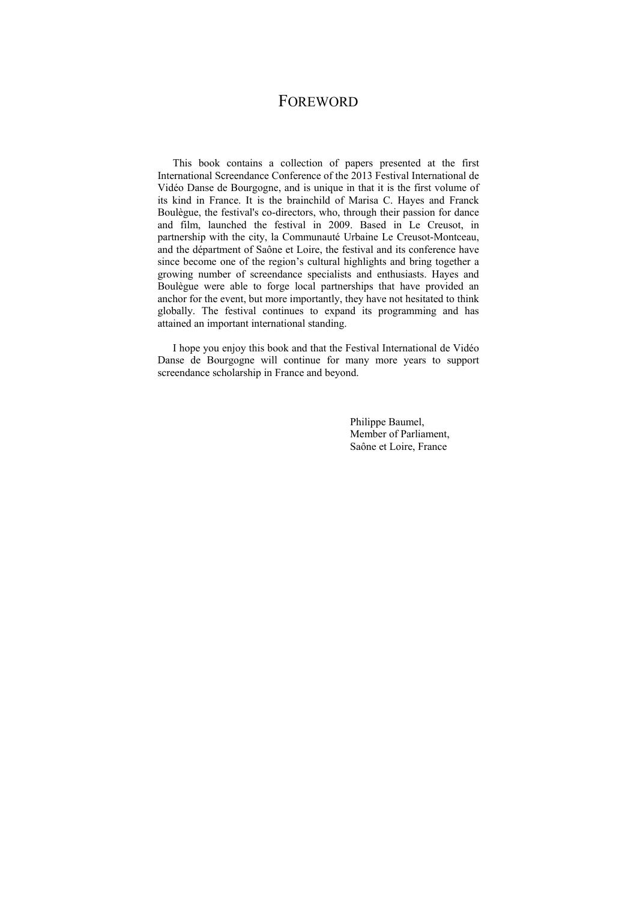# FOREWORD

This book contains a collection of papers presented at the first International Screendance Conference of the 2013 Festival International de Vidéo Danse de Bourgogne, and is unique in that it is the first volume of its kind in France. It is the brainchild of Marisa C. Hayes and Franck Boulègue, the festival's co-directors, who, through their passion for dance and film, launched the festival in 2009. Based in Le Creusot, in partnership with the city, la Communauté Urbaine Le Creusot-Montceau, and the départment of Saône et Loire, the festival and its conference have since become one of the region's cultural highlights and bring together a growing number of screendance specialists and enthusiasts. Hayes and Boulègue were able to forge local partnerships that have provided an anchor for the event, but more importantly, they have not hesitated to think globally. The festival continues to expand its programming and has attained an important international standing.

I hope you enjoy this book and that the Festival International de Vidéo Danse de Bourgogne will continue for many more years to support screendance scholarship in France and beyond.

Philippe Baumel,
Member of Parliament,
Saône et Loire, France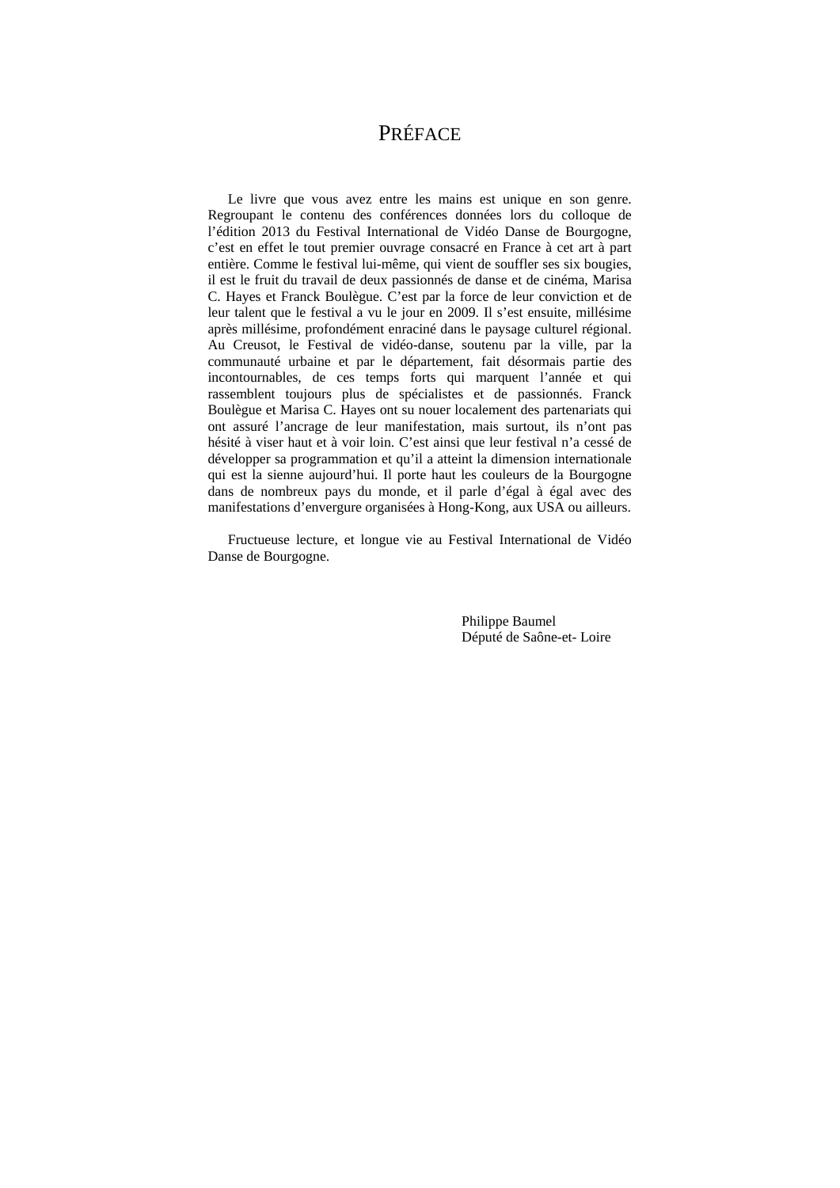# Préface

Le livre que vous avez entre les mains est unique en son genre. Regroupant le contenu des conférences données lors du colloque de l'édition 2013 du Festival International de Vidéo Danse de Bourgogne, c'est en effet le tout premier ouvrage consacré en France à cet art à part entière. Comme le festival lui-même, qui vient de souffler ses six bougies, il est le fruit du travail de deux passionnés de danse et de cinéma, Marisa C. Hayes et Franck Boulègue. C'est par la force de leur conviction et de leur talent que le festival a vu le jour en 2009. Il s'est ensuite, millésime après millésime, profondément enraciné dans le paysage culturel régional. Au Creusot, le Festival de vidéo-danse, soutenu par la ville, par la communauté urbaine et par le département, fait désormais partie des incontournables, de ces temps forts qui marquent l'année et qui rassemblent toujours plus de spécialistes et de passionnés. Franck Boulègue et Marisa C. Hayes ont su nouer localement des partenariats qui ont assuré l'ancrage de leur manifestation, mais surtout, ils n'ont pas hésité à viser haut et à voir loin. C'est ainsi que leur festival n'a cessé de développer sa programmation et qu'il a atteint la dimension internationale qui est la sienne aujourd'hui. Il porte haut les couleurs de la Bourgogne dans de nombreux pays du monde, et il parle d'égal à égal avec des manifestations d'envergure organisées à Hong-Kong, aux USA ou ailleurs.

Fructueuse lecture, et longue vie au Festival International de Vidéo Danse de Bourgogne.

Philippe Baumel
Député de Saône-et- Loire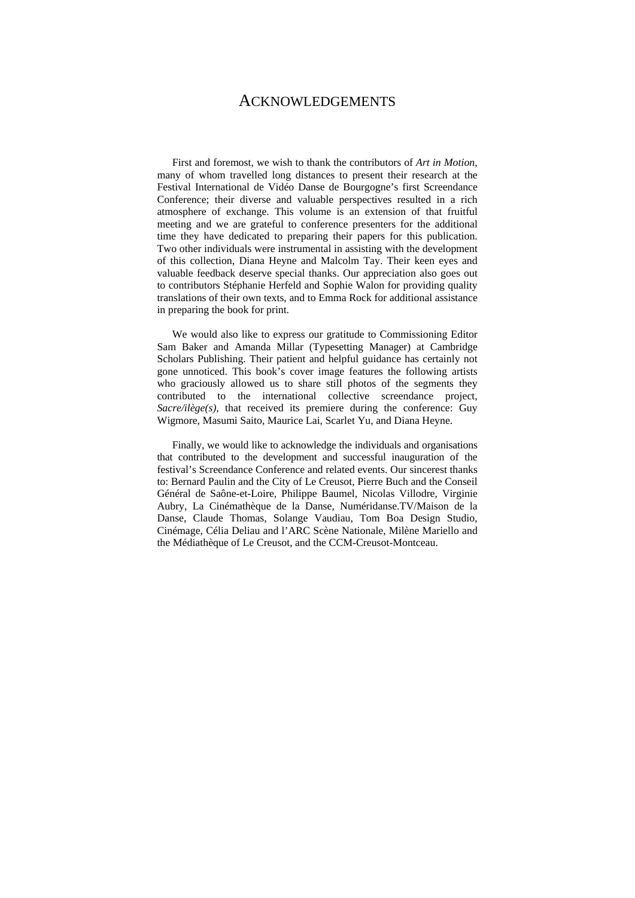# ACKNOWLEDGEMENTS

First and foremost, we wish to thank the contributors of *Art in Motion*, many of whom travelled long distances to present their research at the Festival International de Vidéo Danse de Bourgogne's first Screendance Conference; their diverse and valuable perspectives resulted in a rich atmosphere of exchange. This volume is an extension of that fruitful meeting and we are grateful to conference presenters for the additional time they have dedicated to preparing their papers for this publication. Two other individuals were instrumental in assisting with the development of this collection, Diana Heyne and Malcolm Tay. Their keen eyes and valuable feedback deserve special thanks. Our appreciation also goes out to contributors Stéphanie Herfeld and Sophie Walon for providing quality translations of their own texts, and to Emma Rock for additional assistance in preparing the book for print.

We would also like to express our gratitude to Commissioning Editor Sam Baker and Amanda Millar (Typesetting Manager) at Cambridge Scholars Publishing. Their patient and helpful guidance has certainly not gone unnoticed. This book's cover image features the following artists who graciously allowed us to share still photos of the segments they contributed to the international collective screendance project, *Sacre/ilège(s)*, that received its premiere during the conference: Guy Wigmore, Masumi Saito, Maurice Lai, Scarlet Yu, and Diana Heyne.

Finally, we would like to acknowledge the individuals and organisations that contributed to the development and successful inauguration of the festival's Screendance Conference and related events. Our sincerest thanks to: Bernard Paulin and the City of Le Creusot, Pierre Buch and the Conseil Général de Saône-et-Loire, Philippe Baumel, Nicolas Villodre, Virginie Aubry, La Cinémathèque de la Danse, Numéridanse.TV/Maison de la Danse, Claude Thomas, Solange Vaudiau, Tom Boa Design Studio, Cinémage, Célia Deliau and l'ARC Scène Nationale, Milène Mariello and the Médiathèque of Le Creusot, and the CCM-Creusot-Montceau.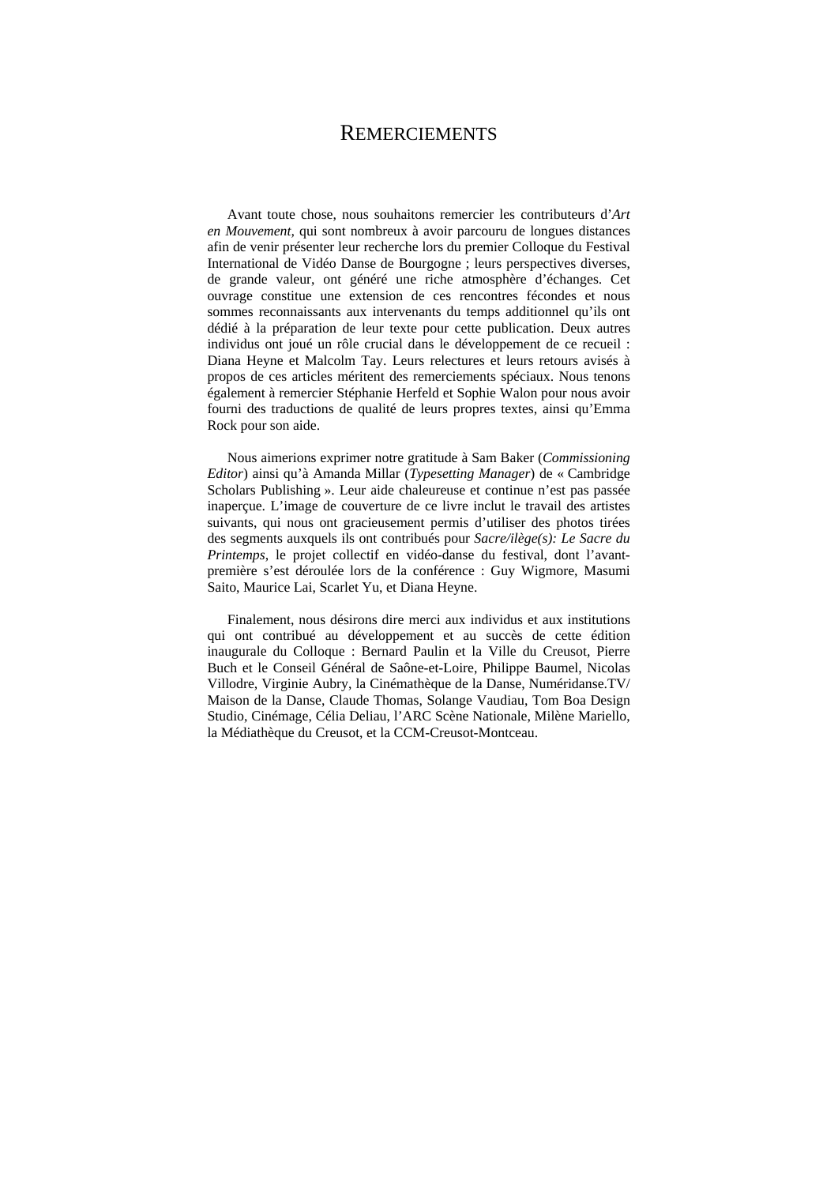# REMERCIEMENTS

Avant toute chose, nous souhaitons remercier les contributeurs d'*Art en Mouvement*, qui sont nombreux à avoir parcouru de longues distances afin de venir présenter leur recherche lors du premier Colloque du Festival International de Vidéo Danse de Bourgogne ; leurs perspectives diverses, de grande valeur, ont généré une riche atmosphère d'échanges. Cet ouvrage constitue une extension de ces rencontres fécondes et nous sommes reconnaissants aux intervenants du temps additionnel qu'ils ont dédié à la préparation de leur texte pour cette publication. Deux autres individus ont joué un rôle crucial dans le développement de ce recueil : Diana Heyne et Malcolm Tay. Leurs relectures et leurs retours avisés à propos de ces articles méritent des remerciements spéciaux. Nous tenons également à remercier Stéphanie Herfeld et Sophie Walon pour nous avoir fourni des traductions de qualité de leurs propres textes, ainsi qu'Emma Rock pour son aide.

Nous aimerions exprimer notre gratitude à Sam Baker (*Commissioning Editor*) ainsi qu'à Amanda Millar (*Typesetting Manager*) de « Cambridge Scholars Publishing ». Leur aide chaleureuse et continue n'est pas passée inaperçue. L'image de couverture de ce livre inclut le travail des artistes suivants, qui nous ont gracieusement permis d'utiliser des photos tirées des segments auxquels ils ont contribués pour *Sacre/ilège(s): Le Sacre du Printemps*, le projet collectif en vidéo-danse du festival, dont l'avant-première s'est déroulée lors de la conférence : Guy Wigmore, Masumi Saito, Maurice Lai, Scarlet Yu, et Diana Heyne.

Finalement, nous désirons dire merci aux individus et aux institutions qui ont contribué au développement et au succès de cette édition inaugurale du Colloque : Bernard Paulin et la Ville du Creusot, Pierre Buch et le Conseil Général de Saône-et-Loire, Philippe Baumel, Nicolas Villodre, Virginie Aubry, la Cinémathèque de la Danse, Numéridanse.TV/ Maison de la Danse, Claude Thomas, Solange Vaudiau, Tom Boa Design Studio, Cinémage, Célia Deliau, l'ARC Scène Nationale, Milène Mariello, la Médiathèque du Creusot, et la CCM-Creusot-Montceau.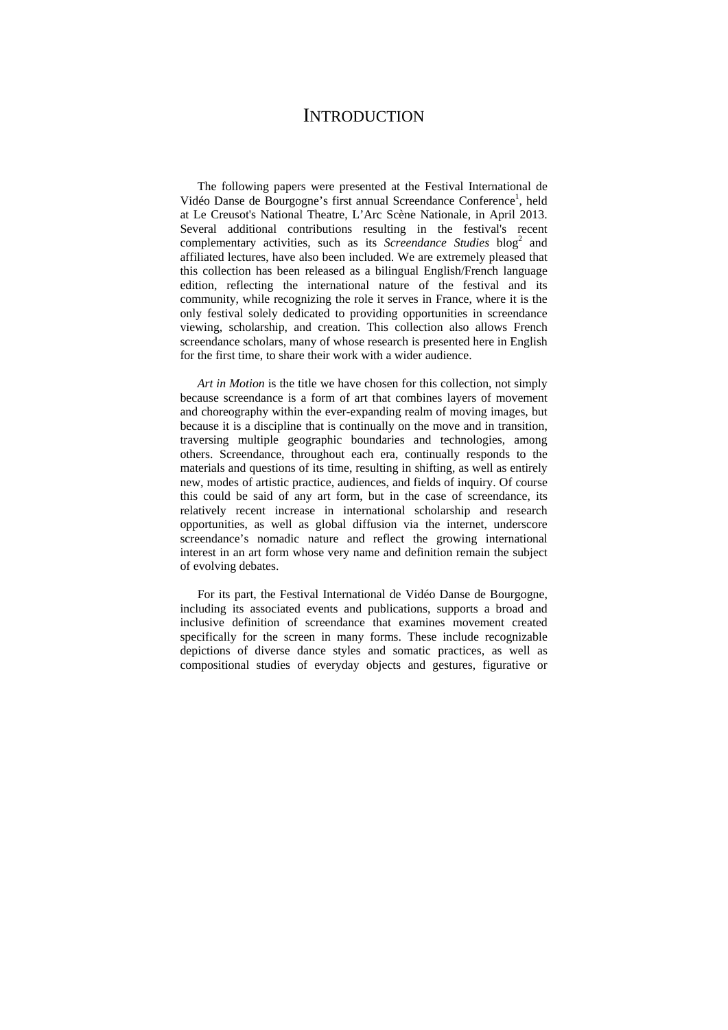# INTRODUCTION

The following papers were presented at the Festival International de Vidéo Danse de Bourgogne's first annual Screendance Conference[1], held at Le Creusot's National Theatre, L'Arc Scène Nationale, in April 2013. Several additional contributions resulting in the festival's recent complementary activities, such as its *Screendance Studies* blog[2] and affiliated lectures, have also been included. We are extremely pleased that this collection has been released as a bilingual English/French language edition, reflecting the international nature of the festival and its community, while recognizing the role it serves in France, where it is the only festival solely dedicated to providing opportunities in screendance viewing, scholarship, and creation. This collection also allows French screendance scholars, many of whose research is presented here in English for the first time, to share their work with a wider audience.

*Art in Motion* is the title we have chosen for this collection, not simply because screendance is a form of art that combines layers of movement and choreography within the ever-expanding realm of moving images, but because it is a discipline that is continually on the move and in transition, traversing multiple geographic boundaries and technologies, among others. Screendance, throughout each era, continually responds to the materials and questions of its time, resulting in shifting, as well as entirely new, modes of artistic practice, audiences, and fields of inquiry. Of course this could be said of any art form, but in the case of screendance, its relatively recent increase in international scholarship and research opportunities, as well as global diffusion via the internet, underscore screendance's nomadic nature and reflect the growing international interest in an art form whose very name and definition remain the subject of evolving debates.

For its part, the Festival International de Vidéo Danse de Bourgogne, including its associated events and publications, supports a broad and inclusive definition of screendance that examines movement created specifically for the screen in many forms. These include recognizable depictions of diverse dance styles and somatic practices, as well as compositional studies of everyday objects and gestures, figurative or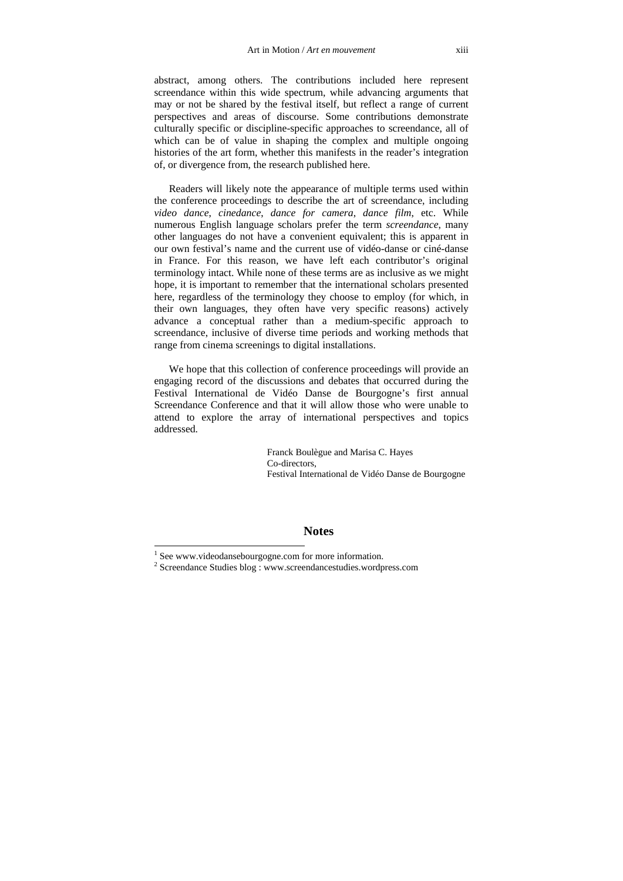abstract, among others. The contributions included here represent screendance within this wide spectrum, while advancing arguments that may or not be shared by the festival itself, but reflect a range of current perspectives and areas of discourse. Some contributions demonstrate culturally specific or discipline-specific approaches to screendance, all of which can be of value in shaping the complex and multiple ongoing histories of the art form, whether this manifests in the reader's integration of, or divergence from, the research published here.

Readers will likely note the appearance of multiple terms used within the conference proceedings to describe the art of screendance, including *video dance*, *cinedance*, *dance for camera*, *dance film*, etc. While numerous English language scholars prefer the term *screendance*, many other languages do not have a convenient equivalent; this is apparent in our own festival's name and the current use of vidéo-danse or ciné-danse in France. For this reason, we have left each contributor's original terminology intact. While none of these terms are as inclusive as we might hope, it is important to remember that the international scholars presented here, regardless of the terminology they choose to employ (for which, in their own languages, they often have very specific reasons) actively advance a conceptual rather than a medium-specific approach to screendance, inclusive of diverse time periods and working methods that range from cinema screenings to digital installations.

We hope that this collection of conference proceedings will provide an engaging record of the discussions and debates that occurred during the Festival International de Vidéo Danse de Bourgogne's first annual Screendance Conference and that it will allow those who were unable to attend to explore the array of international perspectives and topics addressed.

Franck Boulègue and Marisa C. Hayes
Co-directors,
Festival International de Vidéo Danse de Bourgogne

## Notes

[1] See www.videodansebourgogne.com for more information.
[2] Screendance Studies blog : www.screendancestudies.wordpress.com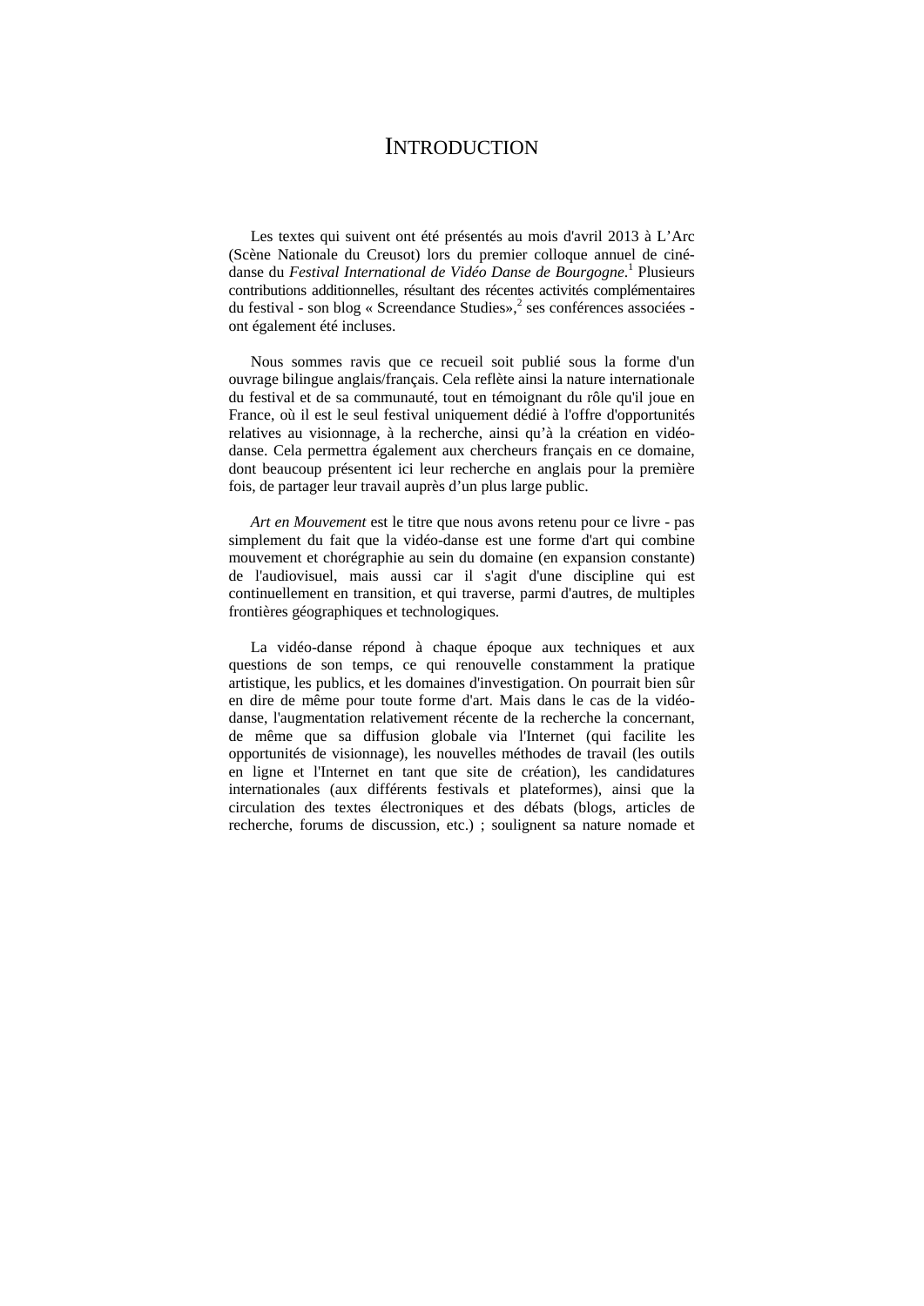# INTRODUCTION

Les textes qui suivent ont été présentés au mois d'avril 2013 à L'Arc (Scène Nationale du Creusot) lors du premier colloque annuel de ciné-danse du *Festival International de Vidéo Danse de Bourgogne.*[1] Plusieurs contributions additionnelles, résultant des récentes activités complémentaires du festival - son blog « Screendance Studies»,[2] ses conférences associées - ont également été incluses.

Nous sommes ravis que ce recueil soit publié sous la forme d'un ouvrage bilingue anglais/français. Cela reflète ainsi la nature internationale du festival et de sa communauté, tout en témoignant du rôle qu'il joue en France, où il est le seul festival uniquement dédié à l'offre d'opportunités relatives au visionnage, à la recherche, ainsi qu'à la création en vidéo-danse. Cela permettra également aux chercheurs français en ce domaine, dont beaucoup présentent ici leur recherche en anglais pour la première fois, de partager leur travail auprès d'un plus large public.

*Art en Mouvement* est le titre que nous avons retenu pour ce livre - pas simplement du fait que la vidéo-danse est une forme d'art qui combine mouvement et chorégraphie au sein du domaine (en expansion constante) de l'audiovisuel, mais aussi car il s'agit d'une discipline qui est continuellement en transition, et qui traverse, parmi d'autres, de multiples frontières géographiques et technologiques.

La vidéo-danse répond à chaque époque aux techniques et aux questions de son temps, ce qui renouvelle constamment la pratique artistique, les publics, et les domaines d'investigation. On pourrait bien sûr en dire de même pour toute forme d'art. Mais dans le cas de la vidéo-danse, l'augmentation relativement récente de la recherche la concernant, de même que sa diffusion globale via l'Internet (qui facilite les opportunités de visionnage), les nouvelles méthodes de travail (les outils en ligne et l'Internet en tant que site de création), les candidatures internationales (aux différents festivals et plateformes), ainsi que la circulation des textes électroniques et des débats (blogs, articles de recherche, forums de discussion, etc.) ; soulignent sa nature nomade et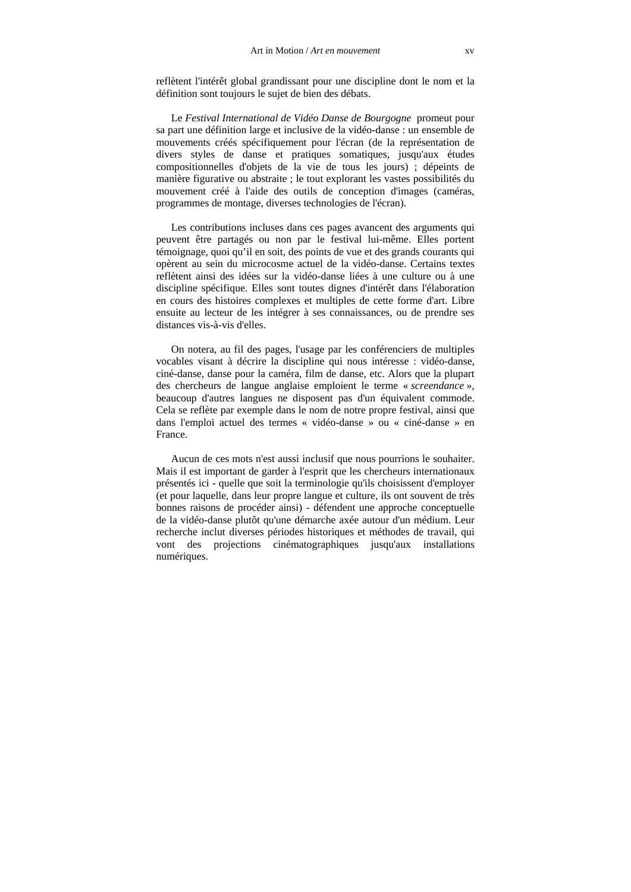reflètent l'intérêt global grandissant pour une discipline dont le nom et la définition sont toujours le sujet de bien des débats.

Le *Festival International de Vidéo Danse de Bourgogne* promeut pour sa part une définition large et inclusive de la vidéo-danse : un ensemble de mouvements créés spécifiquement pour l'écran (de la représentation de divers styles de danse et pratiques somatiques, jusqu'aux études compositionnelles d'objets de la vie de tous les jours) ; dépeints de manière figurative ou abstraite ; le tout explorant les vastes possibilités du mouvement créé à l'aide des outils de conception d'images (caméras, programmes de montage, diverses technologies de l'écran).

Les contributions incluses dans ces pages avancent des arguments qui peuvent être partagés ou non par le festival lui-même. Elles portent témoignage, quoi qu'il en soit, des points de vue et des grands courants qui opèrent au sein du microcosme actuel de la vidéo-danse. Certains textes reflètent ainsi des idées sur la vidéo-danse liées à une culture ou à une discipline spécifique. Elles sont toutes dignes d'intérêt dans l'élaboration en cours des histoires complexes et multiples de cette forme d'art. Libre ensuite au lecteur de les intégrer à ses connaissances, ou de prendre ses distances vis-à-vis d'elles.

On notera, au fil des pages, l'usage par les conférenciers de multiples vocables visant à décrire la discipline qui nous intéresse : vidéo-danse, ciné-danse, danse pour la caméra, film de danse, etc. Alors que la plupart des chercheurs de langue anglaise emploient le terme « *screendance* », beaucoup d'autres langues ne disposent pas d'un équivalent commode. Cela se reflète par exemple dans le nom de notre propre festival, ainsi que dans l'emploi actuel des termes « vidéo-danse » ou « ciné-danse » en France.

Aucun de ces mots n'est aussi inclusif que nous pourrions le souhaiter. Mais il est important de garder à l'esprit que les chercheurs internationaux présentés ici - quelle que soit la terminologie qu'ils choisissent d'employer (et pour laquelle, dans leur propre langue et culture, ils ont souvent de très bonnes raisons de procéder ainsi) - défendent une approche conceptuelle de la vidéo-danse plutôt qu'une démarche axée autour d'un médium. Leur recherche inclut diverses périodes historiques et méthodes de travail, qui vont des projections cinématographiques jusqu'aux installations numériques.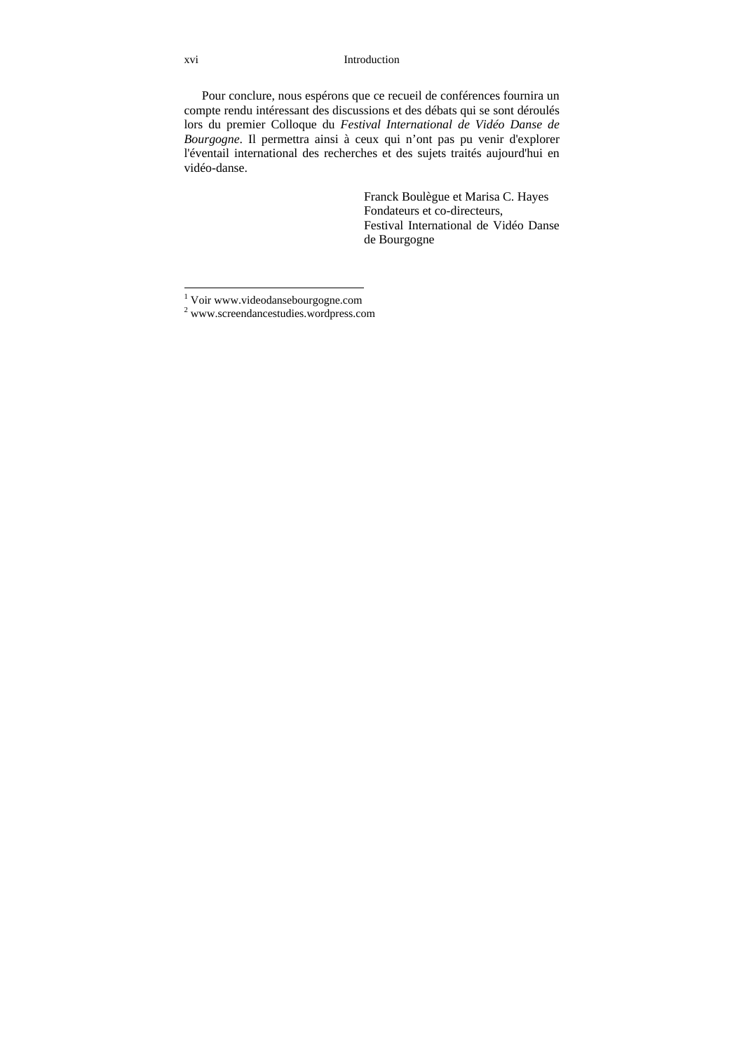Pour conclure, nous espérons que ce recueil de conférences fournira un compte rendu intéressant des discussions et des débats qui se sont déroulés lors du premier Colloque du *Festival International de Vidéo Danse de Bourgogne*. Il permettra ainsi à ceux qui n'ont pas pu venir d'explorer l'éventail international des recherches et des sujets traités aujourd'hui en vidéo-danse.

Franck Boulègue et Marisa C. Hayes
Fondateurs et co-directeurs,
Festival International de Vidéo Danse de Bourgogne

---

[1] Voir www.videodansebourgogne.com
[2] www.screendancestudies.wordpress.com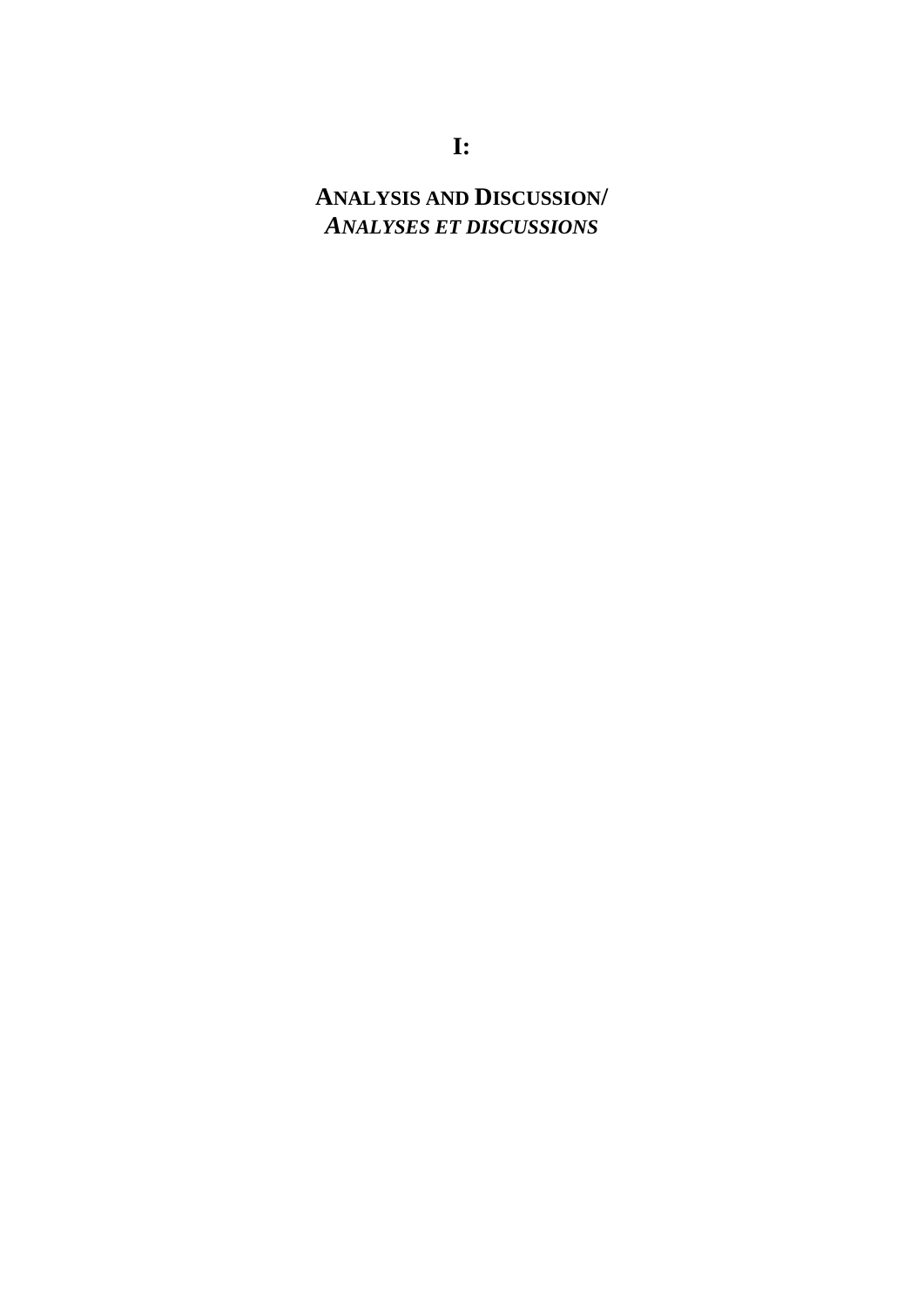# I:

# ANALYSIS AND DISCUSSION/ *ANALYSES ET DISCUSSIONS*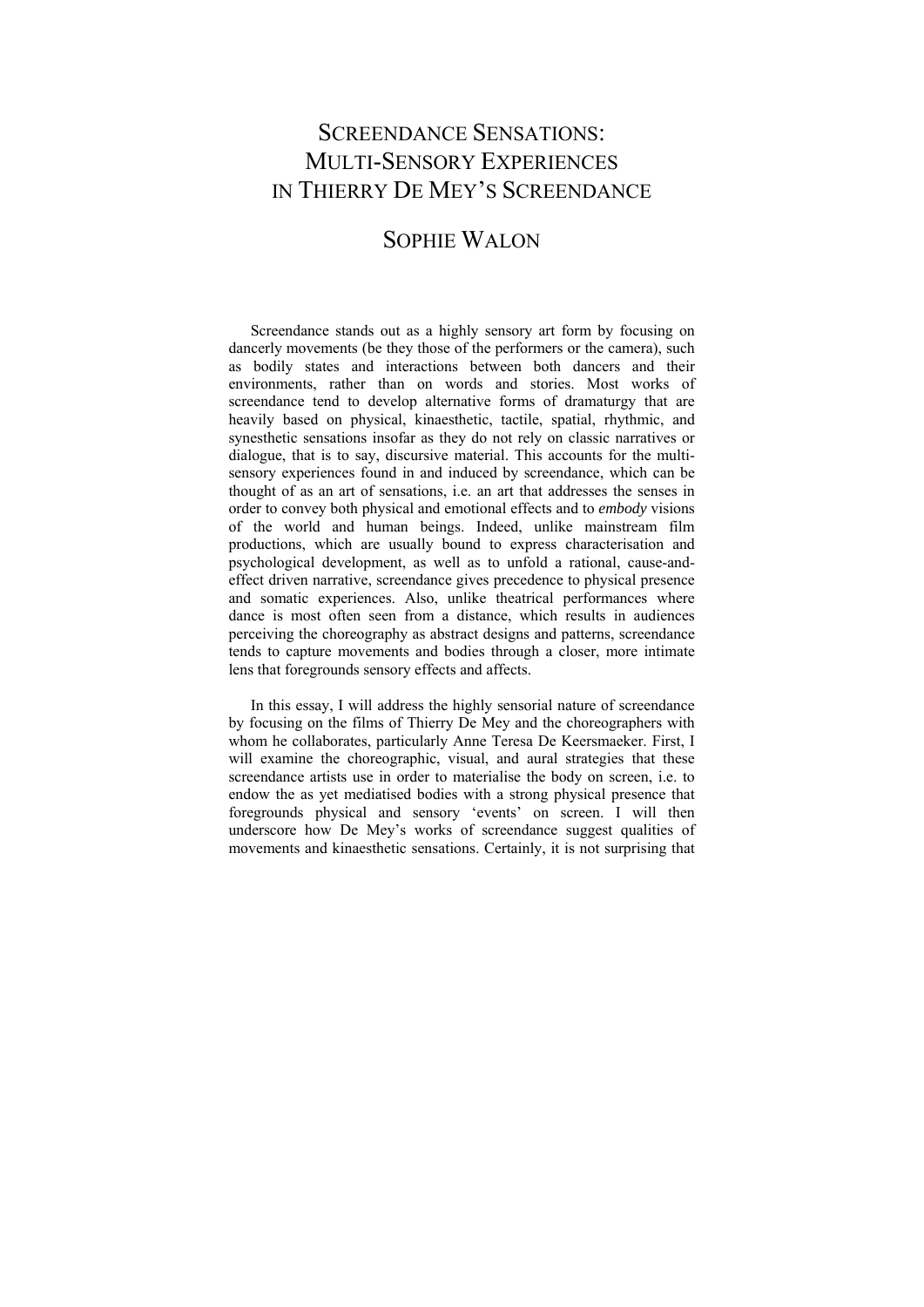# SCREENDANCE SENSATIONS: MULTI-SENSORY EXPERIENCES IN THIERRY DE MEY'S SCREENDANCE

## SOPHIE WALON

Screendance stands out as a highly sensory art form by focusing on dancerly movements (be they those of the performers or the camera), such as bodily states and interactions between both dancers and their environments, rather than on words and stories. Most works of screendance tend to develop alternative forms of dramaturgy that are heavily based on physical, kinaesthetic, tactile, spatial, rhythmic, and synesthetic sensations insofar as they do not rely on classic narratives or dialogue, that is to say, discursive material. This accounts for the multi-sensory experiences found in and induced by screendance, which can be thought of as an art of sensations, i.e. an art that addresses the senses in order to convey both physical and emotional effects and to *embody* visions of the world and human beings. Indeed, unlike mainstream film productions, which are usually bound to express characterisation and psychological development, as well as to unfold a rational, cause-and-effect driven narrative, screendance gives precedence to physical presence and somatic experiences. Also, unlike theatrical performances where dance is most often seen from a distance, which results in audiences perceiving the choreography as abstract designs and patterns, screendance tends to capture movements and bodies through a closer, more intimate lens that foregrounds sensory effects and affects.

In this essay, I will address the highly sensorial nature of screendance by focusing on the films of Thierry De Mey and the choreographers with whom he collaborates, particularly Anne Teresa De Keersmaeker. First, I will examine the choreographic, visual, and aural strategies that these screendance artists use in order to materialise the body on screen, i.e. to endow the as yet mediatised bodies with a strong physical presence that foregrounds physical and sensory 'events' on screen. I will then underscore how De Mey's works of screendance suggest qualities of movements and kinaesthetic sensations. Certainly, it is not surprising that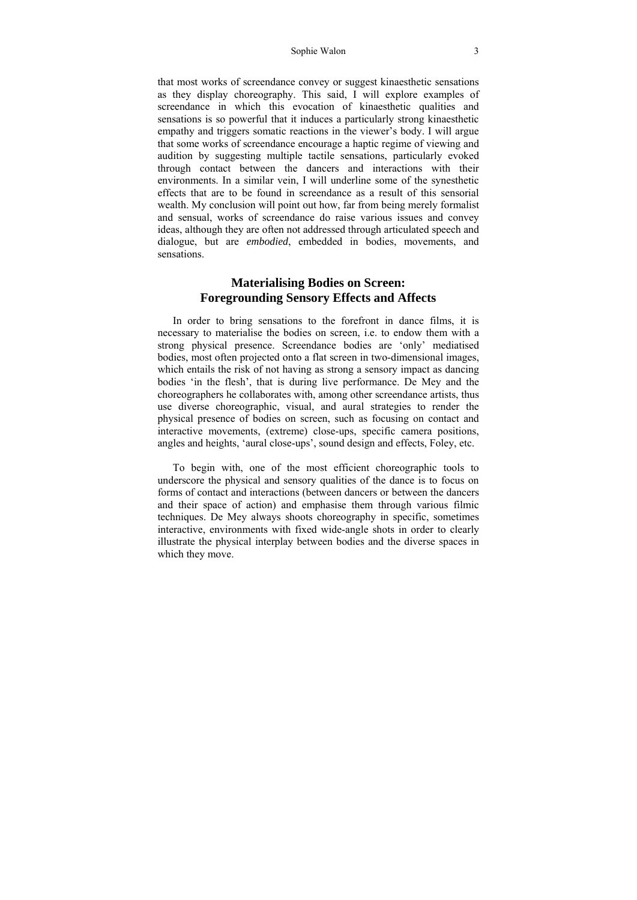that most works of screendance convey or suggest kinaesthetic sensations as they display choreography. This said, I will explore examples of screendance in which this evocation of kinaesthetic qualities and sensations is so powerful that it induces a particularly strong kinaesthetic empathy and triggers somatic reactions in the viewer's body. I will argue that some works of screendance encourage a haptic regime of viewing and audition by suggesting multiple tactile sensations, particularly evoked through contact between the dancers and interactions with their environments. In a similar vein, I will underline some of the synesthetic effects that are to be found in screendance as a result of this sensorial wealth. My conclusion will point out how, far from being merely formalist and sensual, works of screendance do raise various issues and convey ideas, although they are often not addressed through articulated speech and dialogue, but are *embodied*, embedded in bodies, movements, and sensations.

## Materialising Bodies on Screen: Foregrounding Sensory Effects and Affects

In order to bring sensations to the forefront in dance films, it is necessary to materialise the bodies on screen, i.e. to endow them with a strong physical presence. Screendance bodies are 'only' mediatised bodies, most often projected onto a flat screen in two-dimensional images, which entails the risk of not having as strong a sensory impact as dancing bodies 'in the flesh', that is during live performance. De Mey and the choreographers he collaborates with, among other screendance artists, thus use diverse choreographic, visual, and aural strategies to render the physical presence of bodies on screen, such as focusing on contact and interactive movements, (extreme) close-ups, specific camera positions, angles and heights, 'aural close-ups', sound design and effects, Foley, etc.

To begin with, one of the most efficient choreographic tools to underscore the physical and sensory qualities of the dance is to focus on forms of contact and interactions (between dancers or between the dancers and their space of action) and emphasise them through various filmic techniques. De Mey always shoots choreography in specific, sometimes interactive, environments with fixed wide-angle shots in order to clearly illustrate the physical interplay between bodies and the diverse spaces in which they move.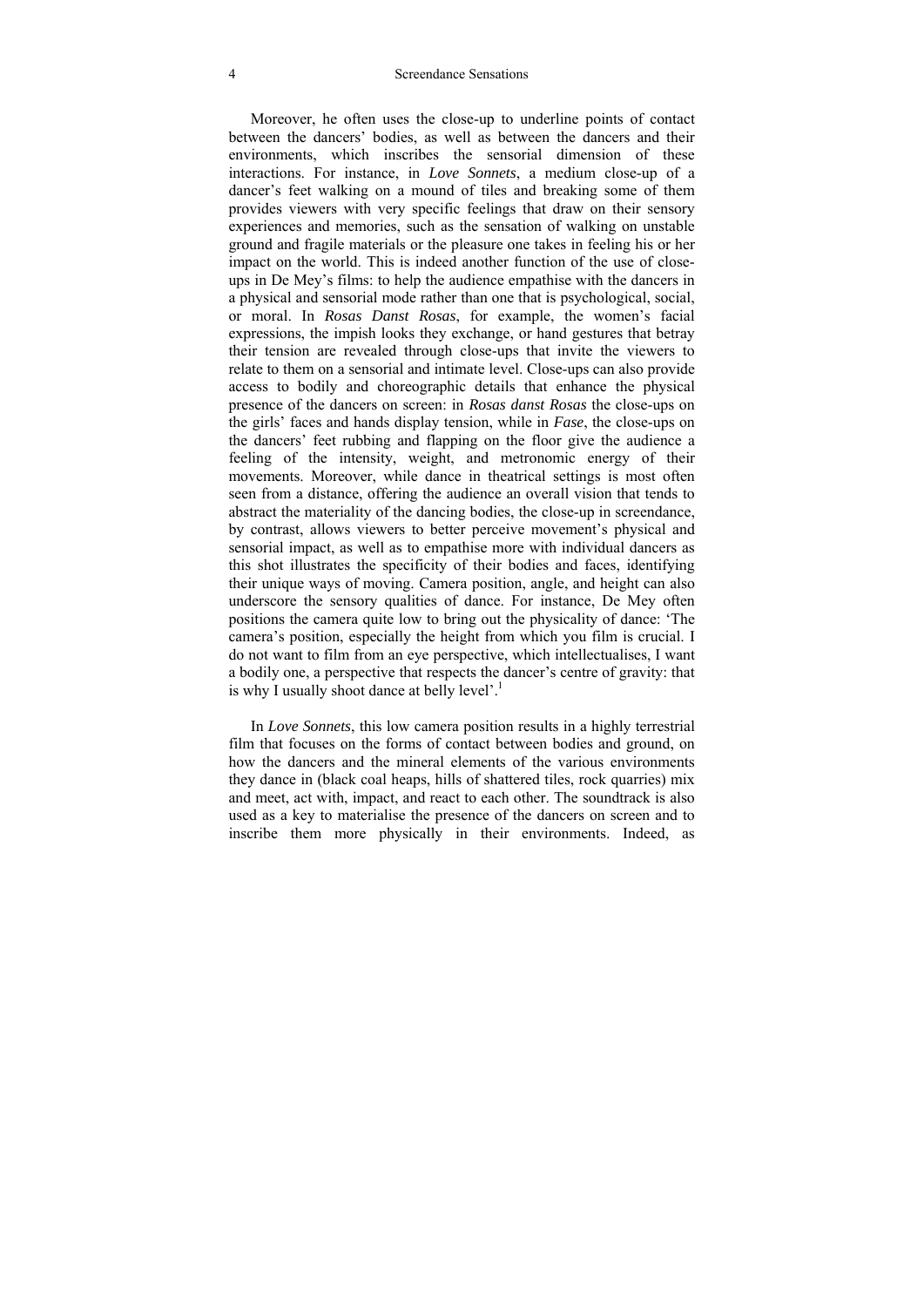Moreover, he often uses the close-up to underline points of contact between the dancers' bodies, as well as between the dancers and their environments, which inscribes the sensorial dimension of these interactions. For instance, in *Love Sonnets*, a medium close-up of a dancer's feet walking on a mound of tiles and breaking some of them provides viewers with very specific feelings that draw on their sensory experiences and memories, such as the sensation of walking on unstable ground and fragile materials or the pleasure one takes in feeling his or her impact on the world. This is indeed another function of the use of close-ups in De Mey's films: to help the audience empathise with the dancers in a physical and sensorial mode rather than one that is psychological, social, or moral. In *Rosas Danst Rosas*, for example, the women's facial expressions, the impish looks they exchange, or hand gestures that betray their tension are revealed through close-ups that invite the viewers to relate to them on a sensorial and intimate level. Close-ups can also provide access to bodily and choreographic details that enhance the physical presence of the dancers on screen: in *Rosas danst Rosas* the close-ups on the girls' faces and hands display tension, while in *Fase*, the close-ups on the dancers' feet rubbing and flapping on the floor give the audience a feeling of the intensity, weight, and metronomic energy of their movements. Moreover, while dance in theatrical settings is most often seen from a distance, offering the audience an overall vision that tends to abstract the materiality of the dancing bodies, the close-up in screendance, by contrast, allows viewers to better perceive movement's physical and sensorial impact, as well as to empathise more with individual dancers as this shot illustrates the specificity of their bodies and faces, identifying their unique ways of moving. Camera position, angle, and height can also underscore the sensory qualities of dance. For instance, De Mey often positions the camera quite low to bring out the physicality of dance: 'The camera's position, especially the height from which you film is crucial. I do not want to film from an eye perspective, which intellectualises, I want a bodily one, a perspective that respects the dancer's centre of gravity: that is why I usually shoot dance at belly level'.[1]

In *Love Sonnets*, this low camera position results in a highly terrestrial film that focuses on the forms of contact between bodies and ground, on how the dancers and the mineral elements of the various environments they dance in (black coal heaps, hills of shattered tiles, rock quarries) mix and meet, act with, impact, and react to each other. The soundtrack is also used as a key to materialise the presence of the dancers on screen and to inscribe them more physically in their environments. Indeed, as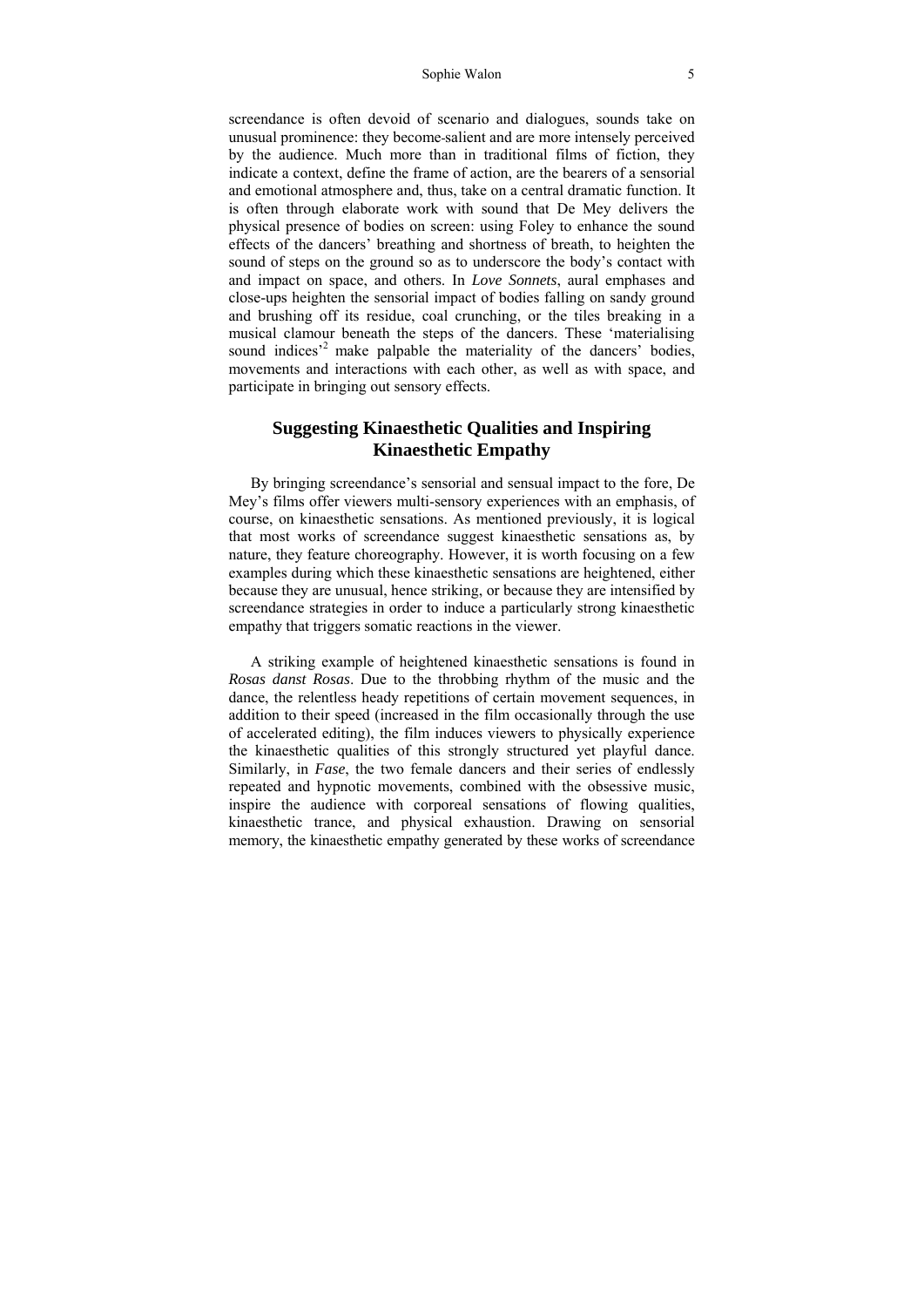screendance is often devoid of scenario and dialogues, sounds take on unusual prominence: they become salient and are more intensely perceived by the audience. Much more than in traditional films of fiction, they indicate a context, define the frame of action, are the bearers of a sensorial and emotional atmosphere and, thus, take on a central dramatic function. It is often through elaborate work with sound that De Mey delivers the physical presence of bodies on screen: using Foley to enhance the sound effects of the dancers' breathing and shortness of breath, to heighten the sound of steps on the ground so as to underscore the body's contact with and impact on space, and others. In *Love Sonnets*, aural emphases and close-ups heighten the sensorial impact of bodies falling on sandy ground and brushing off its residue, coal crunching, or the tiles breaking in a musical clamour beneath the steps of the dancers. These 'materialising sound indices'[2] make palpable the materiality of the dancers' bodies, movements and interactions with each other, as well as with space, and participate in bringing out sensory effects.

## Suggesting Kinaesthetic Qualities and Inspiring Kinaesthetic Empathy

By bringing screendance's sensorial and sensual impact to the fore, De Mey's films offer viewers multi-sensory experiences with an emphasis, of course, on kinaesthetic sensations. As mentioned previously, it is logical that most works of screendance suggest kinaesthetic sensations as, by nature, they feature choreography. However, it is worth focusing on a few examples during which these kinaesthetic sensations are heightened, either because they are unusual, hence striking, or because they are intensified by screendance strategies in order to induce a particularly strong kinaesthetic empathy that triggers somatic reactions in the viewer.

A striking example of heightened kinaesthetic sensations is found in *Rosas danst Rosas*. Due to the throbbing rhythm of the music and the dance, the relentless heady repetitions of certain movement sequences, in addition to their speed (increased in the film occasionally through the use of accelerated editing), the film induces viewers to physically experience the kinaesthetic qualities of this strongly structured yet playful dance. Similarly, in *Fase*, the two female dancers and their series of endlessly repeated and hypnotic movements, combined with the obsessive music, inspire the audience with corporeal sensations of flowing qualities, kinaesthetic trance, and physical exhaustion. Drawing on sensorial memory, the kinaesthetic empathy generated by these works of screendance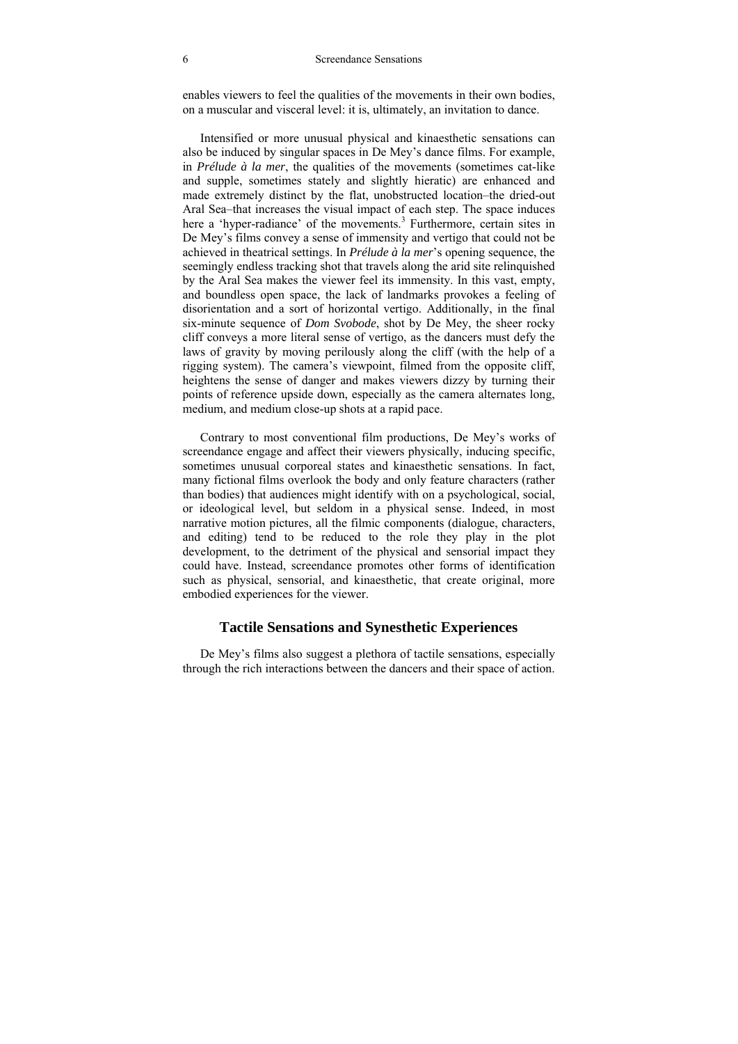enables viewers to feel the qualities of the movements in their own bodies, on a muscular and visceral level: it is, ultimately, an invitation to dance.

Intensified or more unusual physical and kinaesthetic sensations can also be induced by singular spaces in De Mey's dance films. For example, in *Prélude à la mer*, the qualities of the movements (sometimes cat-like and supple, sometimes stately and slightly hieratic) are enhanced and made extremely distinct by the flat, unobstructed location–the dried-out Aral Sea–that increases the visual impact of each step. The space induces here a 'hyper-radiance' of the movements.[3] Furthermore, certain sites in De Mey's films convey a sense of immensity and vertigo that could not be achieved in theatrical settings. In *Prélude à la mer*'s opening sequence, the seemingly endless tracking shot that travels along the arid site relinquished by the Aral Sea makes the viewer feel its immensity. In this vast, empty, and boundless open space, the lack of landmarks provokes a feeling of disorientation and a sort of horizontal vertigo. Additionally, in the final six-minute sequence of *Dom Svobode*, shot by De Mey, the sheer rocky cliff conveys a more literal sense of vertigo, as the dancers must defy the laws of gravity by moving perilously along the cliff (with the help of a rigging system). The camera's viewpoint, filmed from the opposite cliff, heightens the sense of danger and makes viewers dizzy by turning their points of reference upside down, especially as the camera alternates long, medium, and medium close-up shots at a rapid pace.

Contrary to most conventional film productions, De Mey's works of screendance engage and affect their viewers physically, inducing specific, sometimes unusual corporeal states and kinaesthetic sensations. In fact, many fictional films overlook the body and only feature characters (rather than bodies) that audiences might identify with on a psychological, social, or ideological level, but seldom in a physical sense. Indeed, in most narrative motion pictures, all the filmic components (dialogue, characters, and editing) tend to be reduced to the role they play in the plot development, to the detriment of the physical and sensorial impact they could have. Instead, screendance promotes other forms of identification such as physical, sensorial, and kinaesthetic, that create original, more embodied experiences for the viewer.

## Tactile Sensations and Synesthetic Experiences

De Mey's films also suggest a plethora of tactile sensations, especially through the rich interactions between the dancers and their space of action.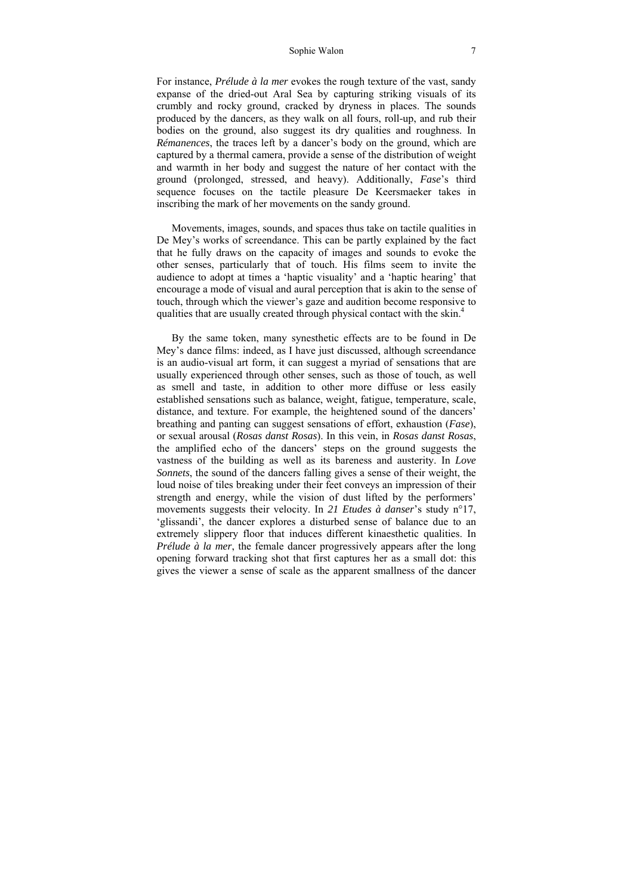For instance, *Prélude à la mer* evokes the rough texture of the vast, sandy expanse of the dried-out Aral Sea by capturing striking visuals of its crumbly and rocky ground, cracked by dryness in places. The sounds produced by the dancers, as they walk on all fours, roll-up, and rub their bodies on the ground, also suggest its dry qualities and roughness. In *Rémanences*, the traces left by a dancer's body on the ground, which are captured by a thermal camera, provide a sense of the distribution of weight and warmth in her body and suggest the nature of her contact with the ground (prolonged, stressed, and heavy). Additionally, *Fase*'s third sequence focuses on the tactile pleasure De Keersmaeker takes in inscribing the mark of her movements on the sandy ground.

Movements, images, sounds, and spaces thus take on tactile qualities in De Mey's works of screendance. This can be partly explained by the fact that he fully draws on the capacity of images and sounds to evoke the other senses, particularly that of touch. His films seem to invite the audience to adopt at times a 'haptic visuality' and a 'haptic hearing' that encourage a mode of visual and aural perception that is akin to the sense of touch, through which the viewer's gaze and audition become responsive to qualities that are usually created through physical contact with the skin.[4]

By the same token, many synesthetic effects are to be found in De Mey's dance films: indeed, as I have just discussed, although screendance is an audio-visual art form, it can suggest a myriad of sensations that are usually experienced through other senses, such as those of touch, as well as smell and taste, in addition to other more diffuse or less easily established sensations such as balance, weight, fatigue, temperature, scale, distance, and texture. For example, the heightened sound of the dancers' breathing and panting can suggest sensations of effort, exhaustion (*Fase*), or sexual arousal (*Rosas danst Rosas*). In this vein, in *Rosas danst Rosas*, the amplified echo of the dancers' steps on the ground suggests the vastness of the building as well as its bareness and austerity. In *Love Sonnets*, the sound of the dancers falling gives a sense of their weight, the loud noise of tiles breaking under their feet conveys an impression of their strength and energy, while the vision of dust lifted by the performers' movements suggests their velocity. In *21 Etudes à danser*'s study n°17, 'glissandi', the dancer explores a disturbed sense of balance due to an extremely slippery floor that induces different kinaesthetic qualities. In *Prélude à la mer*, the female dancer progressively appears after the long opening forward tracking shot that first captures her as a small dot: this gives the viewer a sense of scale as the apparent smallness of the dancer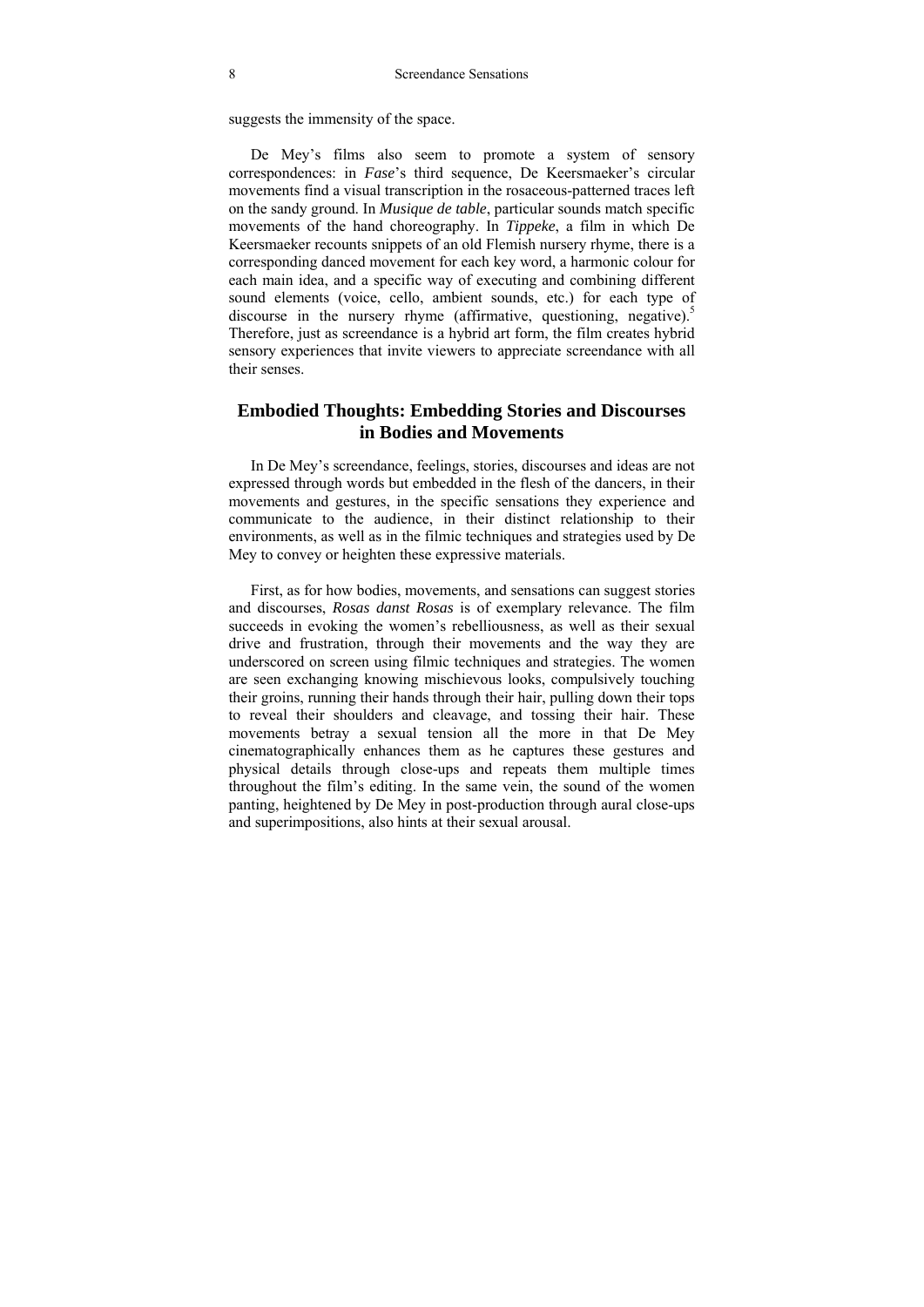suggests the immensity of the space.

De Mey's films also seem to promote a system of sensory correspondences: in *Fase*'s third sequence, De Keersmaeker's circular movements find a visual transcription in the rosaceous-patterned traces left on the sandy ground. In *Musique de table*, particular sounds match specific movements of the hand choreography. In *Tippeke*, a film in which De Keersmaeker recounts snippets of an old Flemish nursery rhyme, there is a corresponding danced movement for each key word, a harmonic colour for each main idea, and a specific way of executing and combining different sound elements (voice, cello, ambient sounds, etc.) for each type of discourse in the nursery rhyme (affirmative, questioning, negative).[5] Therefore, just as screendance is a hybrid art form, the film creates hybrid sensory experiences that invite viewers to appreciate screendance with all their senses.

## Embodied Thoughts: Embedding Stories and Discourses in Bodies and Movements

In De Mey's screendance, feelings, stories, discourses and ideas are not expressed through words but embedded in the flesh of the dancers, in their movements and gestures, in the specific sensations they experience and communicate to the audience, in their distinct relationship to their environments, as well as in the filmic techniques and strategies used by De Mey to convey or heighten these expressive materials.

First, as for how bodies, movements, and sensations can suggest stories and discourses, *Rosas danst Rosas* is of exemplary relevance. The film succeeds in evoking the women's rebelliousness, as well as their sexual drive and frustration, through their movements and the way they are underscored on screen using filmic techniques and strategies. The women are seen exchanging knowing mischievous looks, compulsively touching their groins, running their hands through their hair, pulling down their tops to reveal their shoulders and cleavage, and tossing their hair. These movements betray a sexual tension all the more in that De Mey cinematographically enhances them as he captures these gestures and physical details through close-ups and repeats them multiple times throughout the film's editing. In the same vein, the sound of the women panting, heightened by De Mey in post-production through aural close-ups and superimpositions, also hints at their sexual arousal.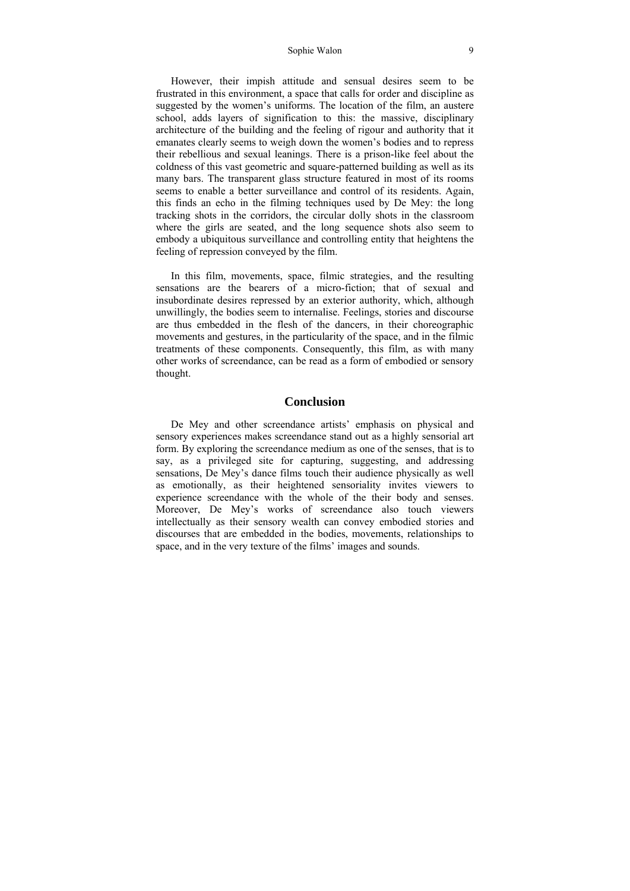However, their impish attitude and sensual desires seem to be frustrated in this environment, a space that calls for order and discipline as suggested by the women's uniforms. The location of the film, an austere school, adds layers of signification to this: the massive, disciplinary architecture of the building and the feeling of rigour and authority that it emanates clearly seems to weigh down the women's bodies and to repress their rebellious and sexual leanings. There is a prison-like feel about the coldness of this vast geometric and square-patterned building as well as its many bars. The transparent glass structure featured in most of its rooms seems to enable a better surveillance and control of its residents. Again, this finds an echo in the filming techniques used by De Mey: the long tracking shots in the corridors, the circular dolly shots in the classroom where the girls are seated, and the long sequence shots also seem to embody a ubiquitous surveillance and controlling entity that heightens the feeling of repression conveyed by the film.

In this film, movements, space, filmic strategies, and the resulting sensations are the bearers of a micro-fiction; that of sexual and insubordinate desires repressed by an exterior authority, which, although unwillingly, the bodies seem to internalise. Feelings, stories and discourse are thus embedded in the flesh of the dancers, in their choreographic movements and gestures, in the particularity of the space, and in the filmic treatments of these components. Consequently, this film, as with many other works of screendance, can be read as a form of embodied or sensory thought.

## Conclusion

De Mey and other screendance artists' emphasis on physical and sensory experiences makes screendance stand out as a highly sensorial art form. By exploring the screendance medium as one of the senses, that is to say, as a privileged site for capturing, suggesting, and addressing sensations, De Mey's dance films touch their audience physically as well as emotionally, as their heightened sensoriality invites viewers to experience screendance with the whole of the their body and senses. Moreover, De Mey's works of screendance also touch viewers intellectually as their sensory wealth can convey embodied stories and discourses that are embedded in the bodies, movements, relationships to space, and in the very texture of the films' images and sounds.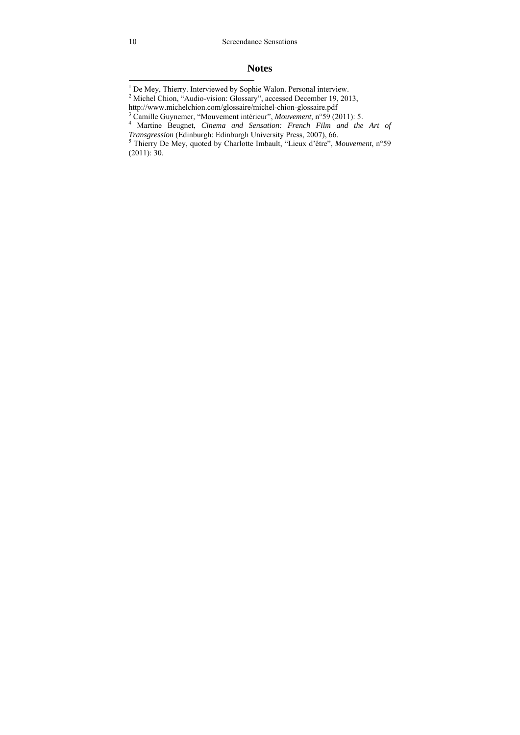## Notes

[1] De Mey, Thierry. Interviewed by Sophie Walon. Personal interview.

[2] Michel Chion, "Audio-vision: Glossary", accessed December 19, 2013, http://www.michelchion.com/glossaire/michel-chion-glossaire.pdf

[3] Camille Guynemer, "Mouvement intérieur", *Mouvement*, n°59 (2011): 5.

[4] Martine Beugnet, *Cinema and Sensation: French Film and the Art of Transgression* (Edinburgh: Edinburgh University Press, 2007), 66.

[5] Thierry De Mey, quoted by Charlotte Imbault, "Lieux d'être", *Mouvement*, n°59 (2011): 30.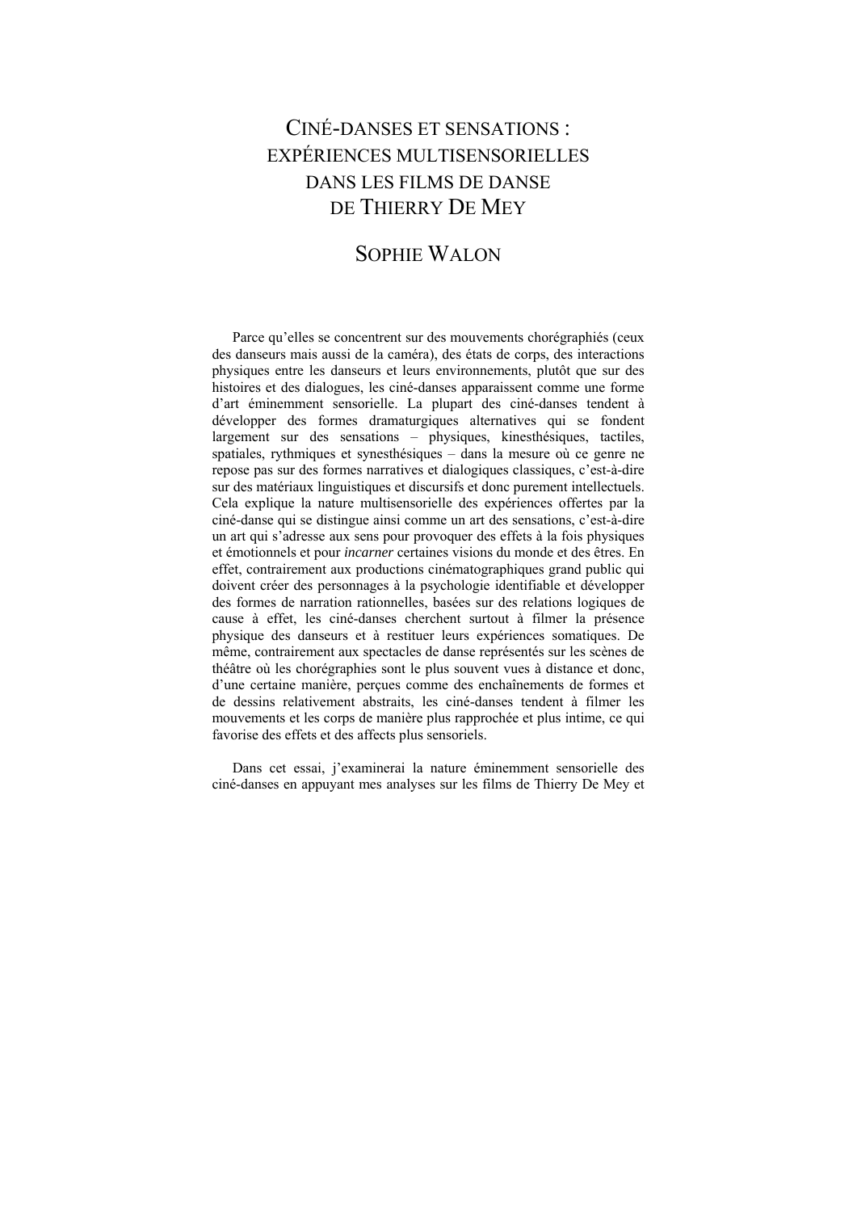# CINÉ-DANSES ET SENSATIONS : EXPÉRIENCES MULTISENSORIELLES DANS LES FILMS DE DANSE DE THIERRY DE MEY

## SOPHIE WALON

Parce qu'elles se concentrent sur des mouvements chorégraphiés (ceux des danseurs mais aussi de la caméra), des états de corps, des interactions physiques entre les danseurs et leurs environnements, plutôt que sur des histoires et des dialogues, les ciné-danses apparaissent comme une forme d'art éminemment sensorielle. La plupart des ciné-danses tendent à développer des formes dramaturgiques alternatives qui se fondent largement sur des sensations – physiques, kinesthésiques, tactiles, spatiales, rythmiques et synesthésiques – dans la mesure où ce genre ne repose pas sur des formes narratives et dialogiques classiques, c'est-à-dire sur des matériaux linguistiques et discursifs et donc purement intellectuels. Cela explique la nature multisensorielle des expériences offertes par la ciné-danse qui se distingue ainsi comme un art des sensations, c'est-à-dire un art qui s'adresse aux sens pour provoquer des effets à la fois physiques et émotionnels et pour *incarner* certaines visions du monde et des êtres. En effet, contrairement aux productions cinématographiques grand public qui doivent créer des personnages à la psychologie identifiable et développer des formes de narration rationnelles, basées sur des relations logiques de cause à effet, les ciné-danses cherchent surtout à filmer la présence physique des danseurs et à restituer leurs expériences somatiques. De même, contrairement aux spectacles de danse représentés sur les scènes de théâtre où les chorégraphies sont le plus souvent vues à distance et donc, d'une certaine manière, perçues comme des enchaînements de formes et de dessins relativement abstraits, les ciné-danses tendent à filmer les mouvements et les corps de manière plus rapprochée et plus intime, ce qui favorise des effets et des affects plus sensoriels.

Dans cet essai, j'examinerai la nature éminemment sensorielle des ciné-danses en appuyant mes analyses sur les films de Thierry De Mey et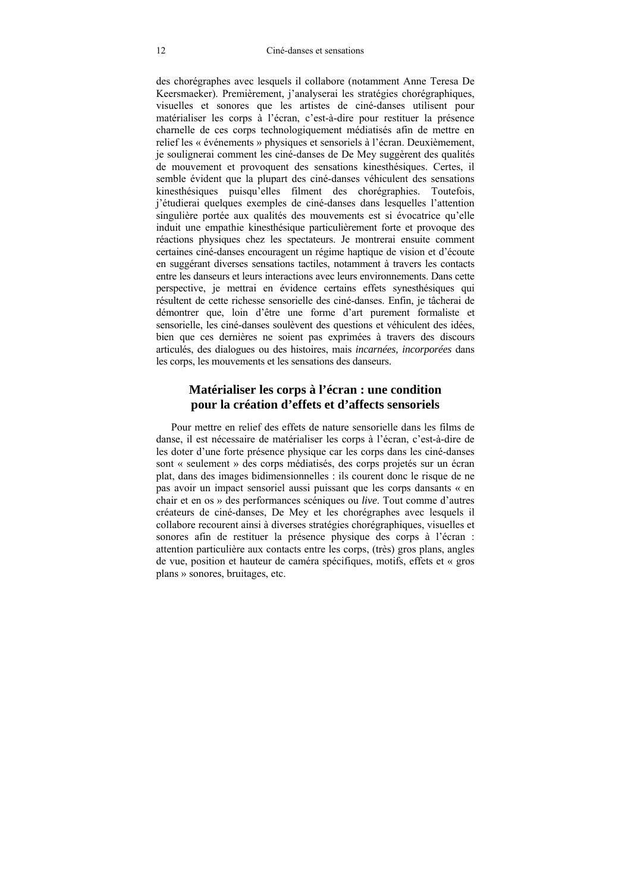des chorégraphes avec lesquels il collabore (notamment Anne Teresa De Keersmaeker). Premièrement, j'analyserai les stratégies chorégraphiques, visuelles et sonores que les artistes de ciné-danses utilisent pour matérialiser les corps à l'écran, c'est-à-dire pour restituer la présence charnelle de ces corps technologiquement médiatisés afin de mettre en relief les « événements » physiques et sensoriels à l'écran. Deuxièmement, je soulignerai comment les ciné-danses de De Mey suggèrent des qualités de mouvement et provoquent des sensations kinesthésiques. Certes, il semble évident que la plupart des ciné-danses véhiculent des sensations kinesthésiques puisqu'elles filment des chorégraphies. Toutefois, j'étudierai quelques exemples de ciné-danses dans lesquelles l'attention singulière portée aux qualités des mouvements est si évocatrice qu'elle induit une empathie kinesthésique particulièrement forte et provoque des réactions physiques chez les spectateurs. Je montrerai ensuite comment certaines ciné-danses encouragent un régime haptique de vision et d'écoute en suggérant diverses sensations tactiles, notamment à travers les contacts entre les danseurs et leurs interactions avec leurs environnements. Dans cette perspective, je mettrai en évidence certains effets synesthésiques qui résultent de cette richesse sensorielle des ciné-danses. Enfin, je tâcherai de démontrer que, loin d'être une forme d'art purement formaliste et sensorielle, les ciné-danses soulèvent des questions et véhiculent des idées, bien que ces dernières ne soient pas exprimées à travers des discours articulés, des dialogues ou des histoires, mais *incarnées, incorporées* dans les corps, les mouvements et les sensations des danseurs.

## Matérialiser les corps à l'écran : une condition pour la création d'effets et d'affects sensoriels

Pour mettre en relief des effets de nature sensorielle dans les films de danse, il est nécessaire de matérialiser les corps à l'écran, c'est-à-dire de les doter d'une forte présence physique car les corps dans les ciné-danses sont « seulement » des corps médiatisés, des corps projetés sur un écran plat, dans des images bidimensionnelles : ils courent donc le risque de ne pas avoir un impact sensoriel aussi puissant que les corps dansants « en chair et en os » des performances scéniques ou *live*. Tout comme d'autres créateurs de ciné-danses, De Mey et les chorégraphes avec lesquels il collabore recourent ainsi à diverses stratégies chorégraphiques, visuelles et sonores afin de restituer la présence physique des corps à l'écran : attention particulière aux contacts entre les corps, (très) gros plans, angles de vue, position et hauteur de caméra spécifiques, motifs, effets et « gros plans » sonores, bruitages, etc.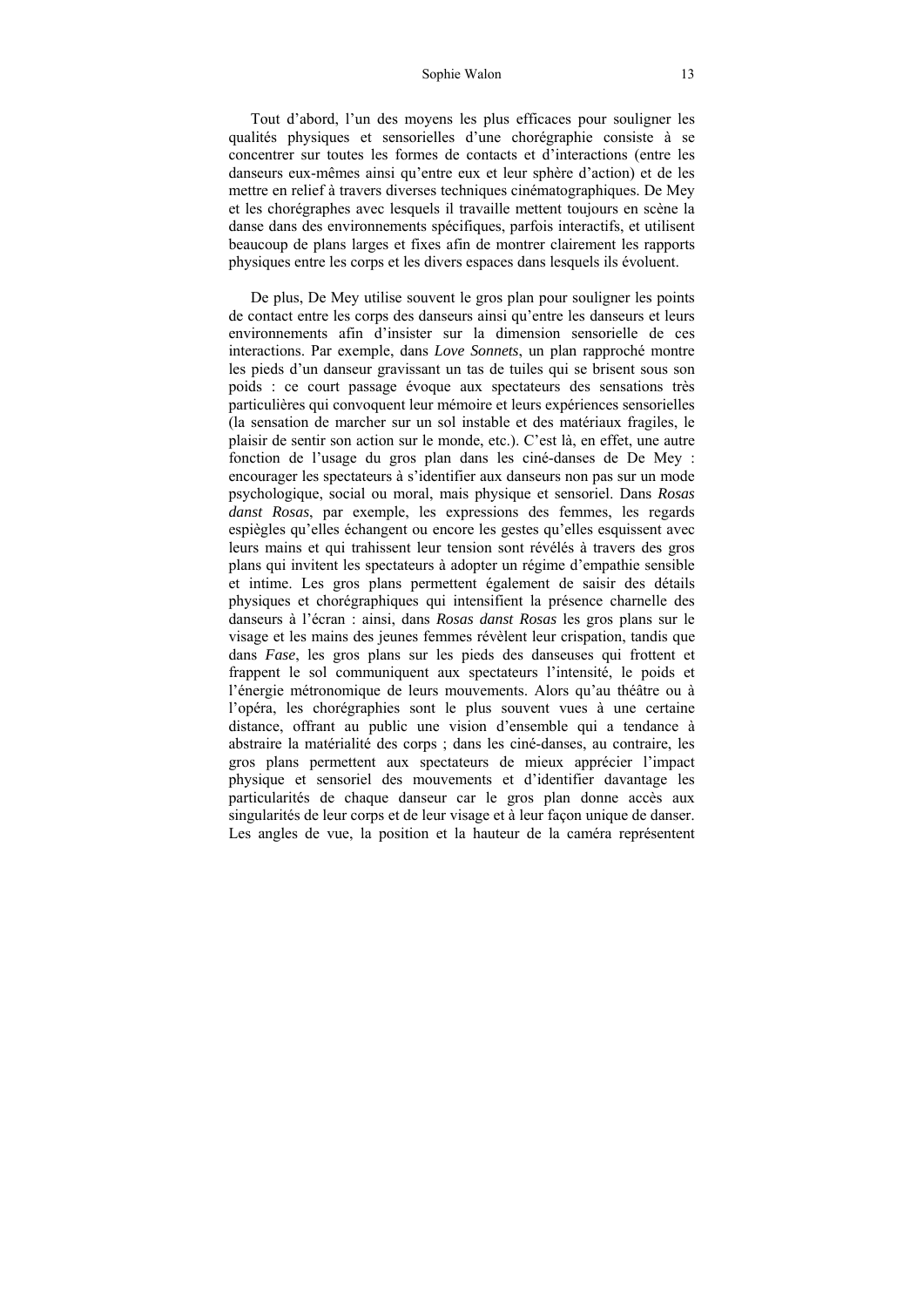Tout d'abord, l'un des moyens les plus efficaces pour souligner les qualités physiques et sensorielles d'une chorégraphie consiste à se concentrer sur toutes les formes de contacts et d'interactions (entre les danseurs eux-mêmes ainsi qu'entre eux et leur sphère d'action) et de les mettre en relief à travers diverses techniques cinématographiques. De Mey et les chorégraphes avec lesquels il travaille mettent toujours en scène la danse dans des environnements spécifiques, parfois interactifs, et utilisent beaucoup de plans larges et fixes afin de montrer clairement les rapports physiques entre les corps et les divers espaces dans lesquels ils évoluent.

De plus, De Mey utilise souvent le gros plan pour souligner les points de contact entre les corps des danseurs ainsi qu'entre les danseurs et leurs environnements afin d'insister sur la dimension sensorielle de ces interactions. Par exemple, dans *Love Sonnets*, un plan rapproché montre les pieds d'un danseur gravissant un tas de tuiles qui se brisent sous son poids : ce court passage évoque aux spectateurs des sensations très particulières qui convoquent leur mémoire et leurs expériences sensorielles (la sensation de marcher sur un sol instable et des matériaux fragiles, le plaisir de sentir son action sur le monde, etc.). C'est là, en effet, une autre fonction de l'usage du gros plan dans les ciné-danses de De Mey : encourager les spectateurs à s'identifier aux danseurs non pas sur un mode psychologique, social ou moral, mais physique et sensoriel. Dans *Rosas danst Rosas*, par exemple, les expressions des femmes, les regards espiègles qu'elles échangent ou encore les gestes qu'elles esquissent avec leurs mains et qui trahissent leur tension sont révélés à travers des gros plans qui invitent les spectateurs à adopter un régime d'empathie sensible et intime. Les gros plans permettent également de saisir des détails physiques et chorégraphiques qui intensifient la présence charnelle des danseurs à l'écran : ainsi, dans *Rosas danst Rosas* les gros plans sur le visage et les mains des jeunes femmes révèlent leur crispation, tandis que dans *Fase*, les gros plans sur les pieds des danseuses qui frottent et frappent le sol communiquent aux spectateurs l'intensité, le poids et l'énergie métronomique de leurs mouvements. Alors qu'au théâtre ou à l'opéra, les chorégraphies sont le plus souvent vues à une certaine distance, offrant au public une vision d'ensemble qui a tendance à abstraire la matérialité des corps ; dans les ciné-danses, au contraire, les gros plans permettent aux spectateurs de mieux apprécier l'impact physique et sensoriel des mouvements et d'identifier davantage les particularités de chaque danseur car le gros plan donne accès aux singularités de leur corps et de leur visage et à leur façon unique de danser. Les angles de vue, la position et la hauteur de la caméra représentent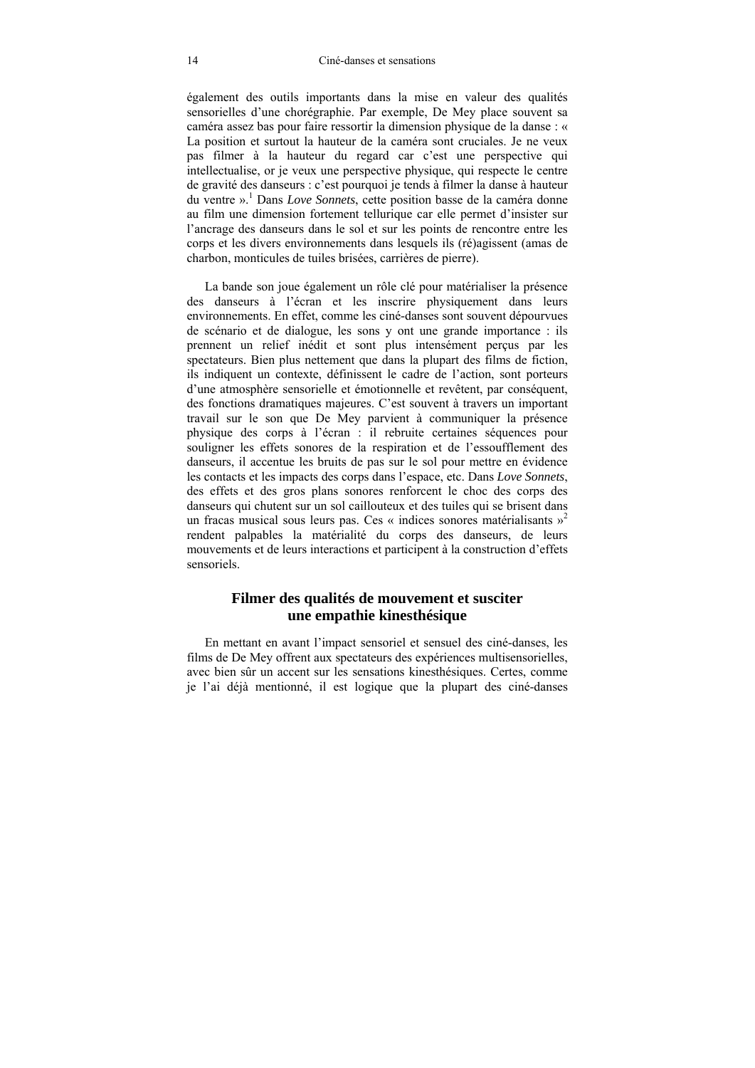également des outils importants dans la mise en valeur des qualités sensorielles d'une chorégraphie. Par exemple, De Mey place souvent sa caméra assez bas pour faire ressortir la dimension physique de la danse : « La position et surtout la hauteur de la caméra sont cruciales. Je ne veux pas filmer à la hauteur du regard car c'est une perspective qui intellectualise, or je veux une perspective physique, qui respecte le centre de gravité des danseurs : c'est pourquoi je tends à filmer la danse à hauteur du ventre ».[1] Dans *Love Sonnets*, cette position basse de la caméra donne au film une dimension fortement tellurique car elle permet d'insister sur l'ancrage des danseurs dans le sol et sur les points de rencontre entre les corps et les divers environnements dans lesquels ils (ré)agissent (amas de charbon, monticules de tuiles brisées, carrières de pierre).

La bande son joue également un rôle clé pour matérialiser la présence des danseurs à l'écran et les inscrire physiquement dans leurs environnements. En effet, comme les ciné-danses sont souvent dépourvues de scénario et de dialogue, les sons y ont une grande importance : ils prennent un relief inédit et sont plus intensément perçus par les spectateurs. Bien plus nettement que dans la plupart des films de fiction, ils indiquent un contexte, définissent le cadre de l'action, sont porteurs d'une atmosphère sensorielle et émotionnelle et revêtent, par conséquent, des fonctions dramatiques majeures. C'est souvent à travers un important travail sur le son que De Mey parvient à communiquer la présence physique des corps à l'écran : il rebruite certaines séquences pour souligner les effets sonores de la respiration et de l'essoufflement des danseurs, il accentue les bruits de pas sur le sol pour mettre en évidence les contacts et les impacts des corps dans l'espace, etc. Dans *Love Sonnets*, des effets et des gros plans sonores renforcent le choc des corps des danseurs qui chutent sur un sol caillouteux et des tuiles qui se brisent dans un fracas musical sous leurs pas. Ces « indices sonores matérialisants »[2] rendent palpables la matérialité du corps des danseurs, de leurs mouvements et de leurs interactions et participent à la construction d'effets sensoriels.

## Filmer des qualités de mouvement et susciter une empathie kinesthésique

En mettant en avant l'impact sensoriel et sensuel des ciné-danses, les films de De Mey offrent aux spectateurs des expériences multisensorielles, avec bien sûr un accent sur les sensations kinesthésiques. Certes, comme je l'ai déjà mentionné, il est logique que la plupart des ciné-danses